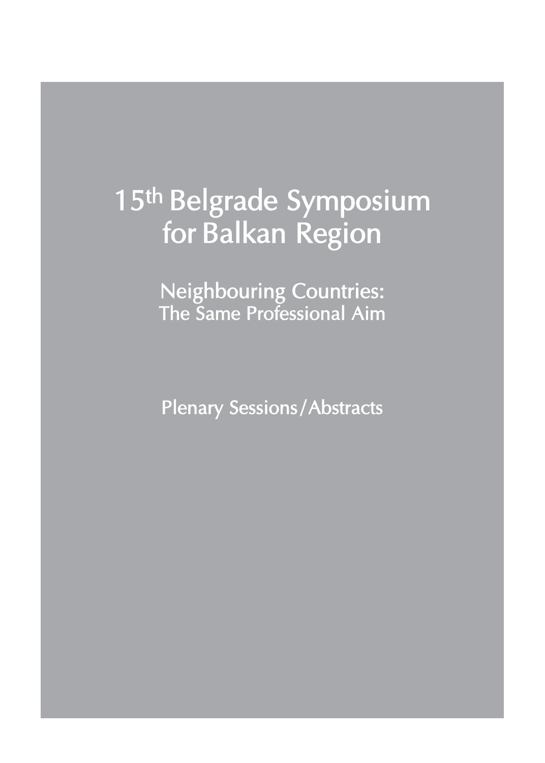# 15th Belgrade Symposium for Balkan Region

## Neighbouring Countries: The Same Professional Aim

Plenary Sessions/Abstracts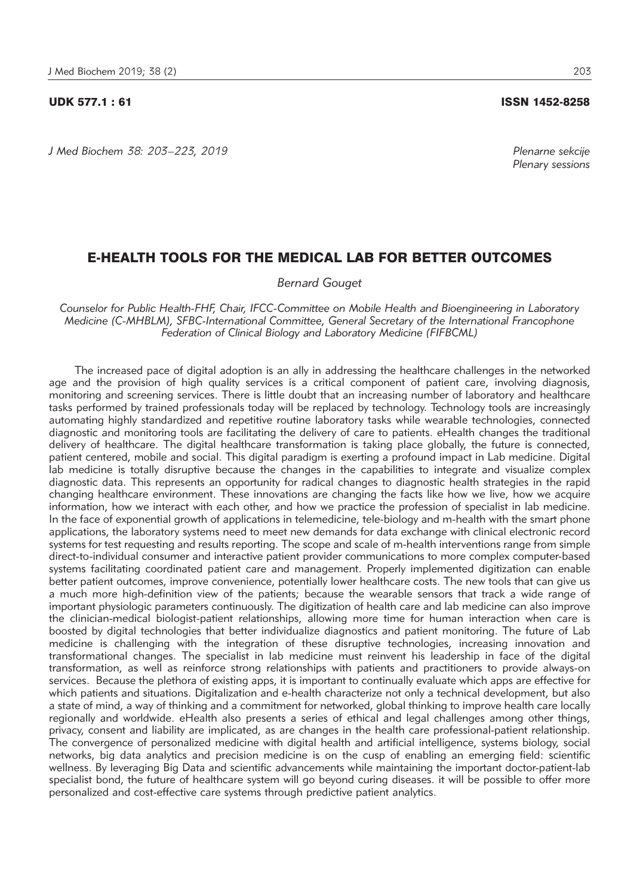UDK 577.1 : 61 ISSN 1452-8258

*J Med Biochem 38: 203–223, 2019*

*Plenarne sekcije*
*Plenary sessions*

## E-HEALTH TOOLS FOR THE MEDICAL LAB FOR BETTER OUTCOMES

*Bernard Gouget*

*Counselor for Public Health-FHF, Chair, IFCC-Committee on Mobile Health and Bioengineering in Laboratory Medicine (C-MHBLM), SFBC-International Committee, General Secretary of the International Francophone Federation of Clinical Biology and Laboratory Medicine (FIFBCML)*

The increased pace of digital adoption is an ally in addressing the healthcare challenges in the networked age and the provision of high quality services is a critical component of patient care, involving diagnosis, monitoring and screening services. There is little doubt that an increasing number of laboratory and healthcare tasks performed by trained professionals today will be replaced by technology. Technology tools are increasingly automating highly standardized and repetitive routine laboratory tasks while wearable technologies, connected diagnostic and monitoring tools are facilitating the delivery of care to patients. eHealth changes the traditional delivery of healthcare. The digital healthcare transformation is taking place globally, the future is connected, patient centered, mobile and social. This digital paradigm is exerting a profound impact in Lab medicine. Digital lab medicine is totally disruptive because the changes in the capabilities to integrate and visualize complex diagnostic data. This represents an opportunity for radical changes to diagnostic health strategies in the rapid changing healthcare environment. These innovations are changing the facts like how we live, how we acquire information, how we interact with each other, and how we practice the profession of specialist in lab medicine. In the face of exponential growth of applications in telemedicine, tele-biology and m-health with the smart phone applications, the laboratory systems need to meet new demands for data exchange with clinical electronic record systems for test requesting and results reporting. The scope and scale of m-health interventions range from simple direct-to-individual consumer and interactive patient provider communications to more complex computer-based systems facilitating coordinated patient care and management. Properly implemented digitization can enable better patient outcomes, improve convenience, potentially lower healthcare costs. The new tools that can give us a much more high-definition view of the patients; because the wearable sensors that track a wide range of important physiologic parameters continuously. The digitization of health care and lab medicine can also improve the clinician-medical biologist-patient relationships, allowing more time for human interaction when care is boosted by digital technologies that better individualize diagnostics and patient monitoring. The future of Lab medicine is challenging with the integration of these disruptive technologies, increasing innovation and transformational changes. The specialist in lab medicine must reinvent his leadership in face of the digital transformation, as well as reinforce strong relationships with patients and practitioners to provide always-on services. Because the plethora of existing apps, it is important to continually evaluate which apps are effective for which patients and situations. Digitalization and e-health characterize not only a technical development, but also a state of mind, a way of thinking and a commitment for networked, global thinking to improve health care locally regionally and worldwide. eHealth also presents a series of ethical and legal challenges among other things, privacy, consent and liability are implicated, as are changes in the health care professional-patient relationship. The convergence of personalized medicine with digital health and artificial intelligence, systems biology, social networks, big data analytics and precision medicine is on the cusp of enabling an emerging field: scientific wellness. By leveraging Big Data and scientific advancements while maintaining the important doctor-patient-lab specialist bond, the future of healthcare system will go beyond curing diseases. it will be possible to offer more personalized and cost-effective care systems through predictive patient analytics.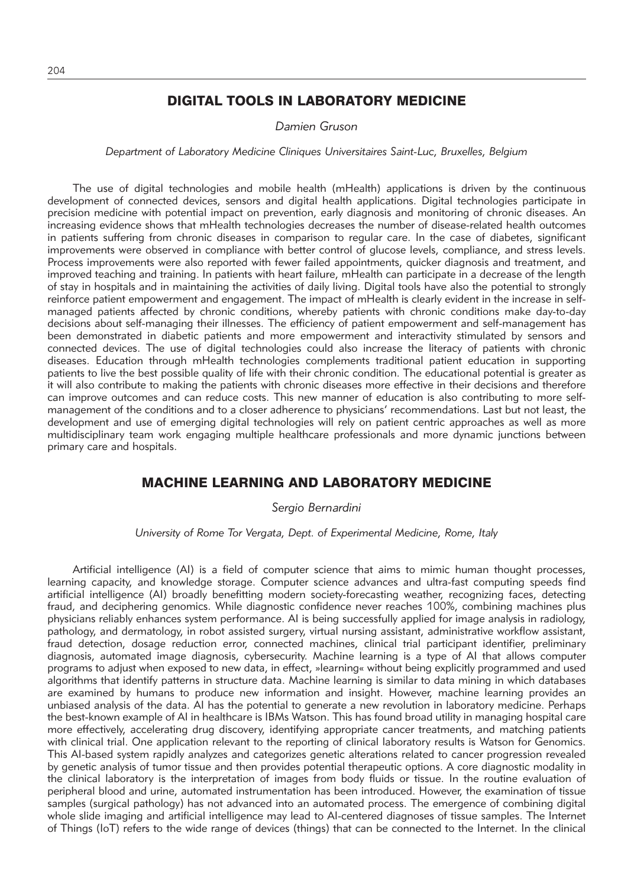## DIGITAL TOOLS IN LABORATORY MEDICINE

*Damien Gruson*

*Department of Laboratory Medicine Cliniques Universitaires Saint-Luc, Bruxelles, Belgium*

The use of digital technologies and mobile health (mHealth) applications is driven by the continuous development of connected devices, sensors and digital health applications. Digital technologies participate in precision medicine with potential impact on prevention, early diagnosis and monitoring of chronic diseases. An increasing evidence shows that mHealth technologies decreases the number of disease-related health outcomes in patients suffering from chronic diseases in comparison to regular care. In the case of diabetes, significant improvements were observed in compliance with better control of glucose levels, compliance, and stress levels. Process improvements were also reported with fewer failed appointments, quicker diagnosis and treatment, and improved teaching and training. In patients with heart failure, mHealth can participate in a decrease of the length of stay in hospitals and in maintaining the activities of daily living. Digital tools have also the potential to strongly reinforce patient empowerment and engagement. The impact of mHealth is clearly evident in the increase in self-managed patients affected by chronic conditions, whereby patients with chronic conditions make day-to-day decisions about self-managing their illnesses. The efficiency of patient empowerment and self-management has been demonstrated in diabetic patients and more empowerment and interactivity stimulated by sensors and connected devices. The use of digital technologies could also increase the literacy of patients with chronic diseases. Education through mHealth technologies complements traditional patient education in supporting patients to live the best possible quality of life with their chronic condition. The educational potential is greater as it will also contribute to making the patients with chronic diseases more effective in their decisions and therefore can improve outcomes and can reduce costs. This new manner of education is also contributing to more self-management of the conditions and to a closer adherence to physicians' recommendations. Last but not least, the development and use of emerging digital technologies will rely on patient centric approaches as well as more multidisciplinary team work engaging multiple healthcare professionals and more dynamic junctions between primary care and hospitals.

## MACHINE LEARNING AND LABORATORY MEDICINE

*Sergio Bernardini*

*University of Rome Tor Vergata, Dept. of Experimental Medicine, Rome, Italy*

Artificial intelligence (AI) is a field of computer science that aims to mimic human thought processes, learning capacity, and knowledge storage. Computer science advances and ultra-fast computing speeds find artificial intelligence (AI) broadly benefitting modern society-forecasting weather, recognizing faces, detecting fraud, and deciphering genomics. While diagnostic confidence never reaches 100%, combining machines plus physicians reliably enhances system performance. AI is being successfully applied for image analysis in radiology, pathology, and dermatology, in robot assisted surgery, virtual nursing assistant, administrative workflow assistant, fraud detection, dosage reduction error, connected machines, clinical trial participant identifier, preliminary diagnosis, automated image diagnosis, cybersecurity. Machine learning is a type of AI that allows computer programs to adjust when exposed to new data, in effect, »learning« without being explicitly programmed and used algorithms that identify patterns in structure data. Machine learning is similar to data mining in which databases are examined by humans to produce new information and insight. However, machine learning provides an unbiased analysis of the data. AI has the potential to generate a new revolution in laboratory medicine. Perhaps the best-known example of AI in healthcare is IBMs Watson. This has found broad utility in managing hospital care more effectively, accelerating drug discovery, identifying appropriate cancer treatments, and matching patients with clinical trial. One application relevant to the reporting of clinical laboratory results is Watson for Genomics. This AI-based system rapidly analyzes and categorizes genetic alterations related to cancer progression revealed by genetic analysis of tumor tissue and then provides potential therapeutic options. A core diagnostic modality in the clinical laboratory is the interpretation of images from body fluids or tissue. In the routine evaluation of peripheral blood and urine, automated instrumentation has been introduced. However, the examination of tissue samples (surgical pathology) has not advanced into an automated process. The emergence of combining digital whole slide imaging and artificial intelligence may lead to AI-centered diagnoses of tissue samples. The Internet of Things (IoT) refers to the wide range of devices (things) that can be connected to the Internet. In the clinical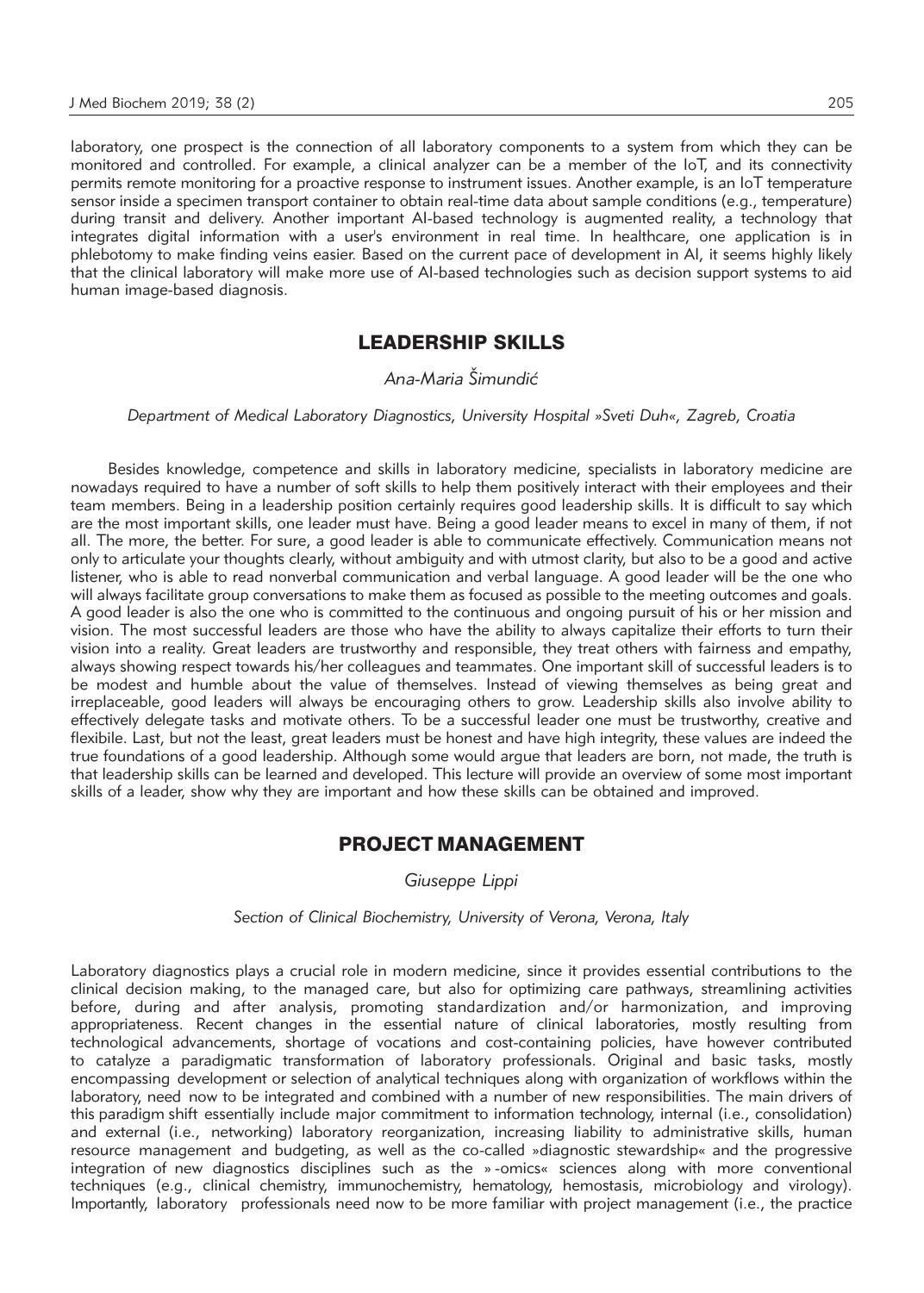laboratory, one prospect is the connection of all laboratory components to a system from which they can be monitored and controlled. For example, a clinical analyzer can be a member of the IoT, and its connectivity permits remote monitoring for a proactive response to instrument issues. Another example, is an IoT temperature sensor inside a specimen transport container to obtain real-time data about sample conditions (e.g., temperature) during transit and delivery. Another important AI-based technology is augmented reality, a technology that integrates digital information with a user's environment in real time. In healthcare, one application is in phlebotomy to make finding veins easier. Based on the current pace of development in AI, it seems highly likely that the clinical laboratory will make more use of AI-based technologies such as decision support systems to aid human image-based diagnosis.

## LEADERSHIP SKILLS

*Ana-Maria Šimundić*

*Department of Medical Laboratory Diagnostics, University Hospital »Sveti Duh«, Zagreb, Croatia*

Besides knowledge, competence and skills in laboratory medicine, specialists in laboratory medicine are nowadays required to have a number of soft skills to help them positively interact with their employees and their team members. Being in a leadership position certainly requires good leadership skills. It is difficult to say which are the most important skills, one leader must have. Being a good leader means to excel in many of them, if not all. The more, the better. For sure, a good leader is able to communicate effectively. Communication means not only to articulate your thoughts clearly, without ambiguity and with utmost clarity, but also to be a good and active listener, who is able to read nonverbal communication and verbal language. A good leader will be the one who will always facilitate group conversations to make them as focused as possible to the meeting outcomes and goals. A good leader is also the one who is committed to the continuous and ongoing pursuit of his or her mission and vision. The most successful leaders are those who have the ability to always capitalize their efforts to turn their vision into a reality. Great leaders are trustworthy and responsible, they treat others with fairness and empathy, always showing respect towards his/her colleagues and teammates. One important skill of successful leaders is to be modest and humble about the value of themselves. Instead of viewing themselves as being great and irreplaceable, good leaders will always be encouraging others to grow. Leadership skills also involve ability to effectively delegate tasks and motivate others. To be a successful leader one must be trustworthy, creative and flexibile. Last, but not the least, great leaders must be honest and have high integrity, these values are indeed the true foundations of a good leadership. Although some would argue that leaders are born, not made, the truth is that leadership skills can be learned and developed. This lecture will provide an overview of some most important skills of a leader, show why they are important and how these skills can be obtained and improved.

## PROJECT MANAGEMENT

*Giuseppe Lippi*

*Section of Clinical Biochemistry, University of Verona, Verona, Italy*

Laboratory diagnostics plays a crucial role in modern medicine, since it provides essential contributions to the clinical decision making, to the managed care, but also for optimizing care pathways, streamlining activities before, during and after analysis, promoting standardization and/or harmonization, and improving appropriateness. Recent changes in the essential nature of clinical laboratories, mostly resulting from technological advancements, shortage of vocations and cost-containing policies, have however contributed to catalyze a paradigmatic transformation of laboratory professionals. Original and basic tasks, mostly encompassing development or selection of analytical techniques along with organization of workflows within the laboratory, need now to be integrated and combined with a number of new responsibilities. The main drivers of this paradigm shift essentially include major commitment to information technology, internal (i.e., consolidation) and external (i.e., networking) laboratory reorganization, increasing liability to administrative skills, human resource management and budgeting, as well as the co-called »diagnostic stewardship« and the progressive integration of new diagnostics disciplines such as the »-omics« sciences along with more conventional techniques (e.g., clinical chemistry, immunochemistry, hematology, hemostasis, microbiology and virology). Importantly, laboratory professionals need now to be more familiar with project management (i.e., the practice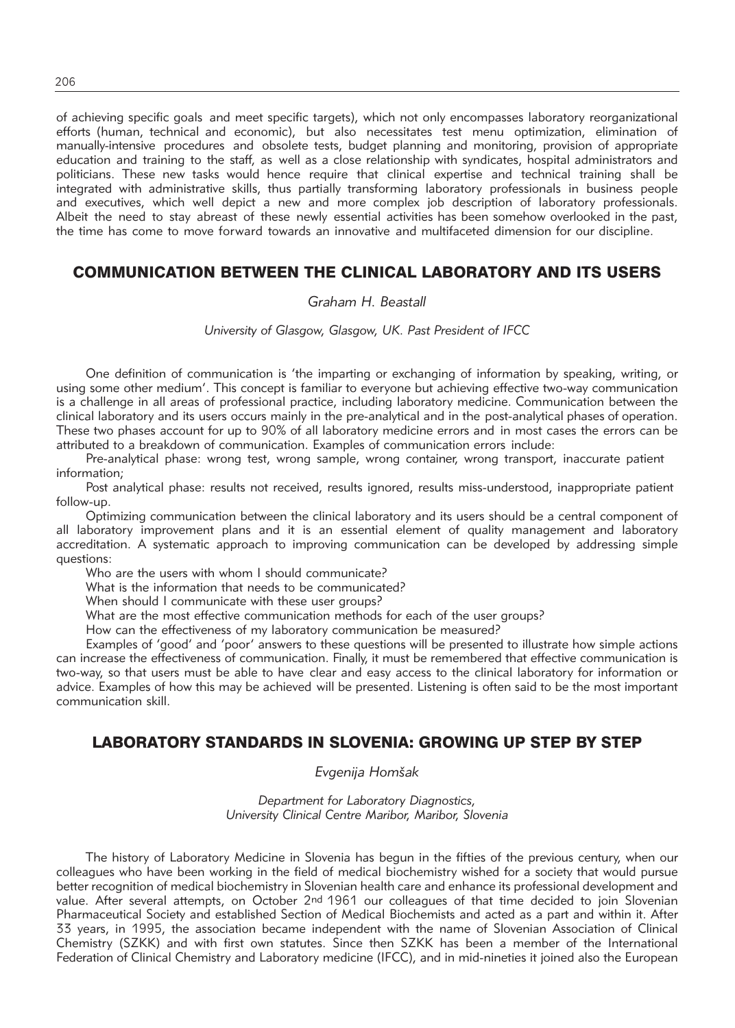of achieving specific goals and meet specific targets), which not only encompasses laboratory reorganizational efforts (human, technical and economic), but also necessitates test menu optimization, elimination of manually-intensive procedures and obsolete tests, budget planning and monitoring, provision of appropriate education and training to the staff, as well as a close relationship with syndicates, hospital administrators and politicians. These new tasks would hence require that clinical expertise and technical training shall be integrated with administrative skills, thus partially transforming laboratory professionals in business people and executives, which well depict a new and more complex job description of laboratory professionals. Albeit the need to stay abreast of these newly essential activities has been somehow overlooked in the past, the time has come to move forward towards an innovative and multifaceted dimension for our discipline.

## COMMUNICATION BETWEEN THE CLINICAL LABORATORY AND ITS USERS

*Graham H. Beastall*

*University of Glasgow, Glasgow, UK. Past President of IFCC*

One definition of communication is 'the imparting or exchanging of information by speaking, writing, or using some other medium'. This concept is familiar to everyone but achieving effective two-way communication is a challenge in all areas of professional practice, including laboratory medicine. Communication between the clinical laboratory and its users occurs mainly in the pre-analytical and in the post-analytical phases of operation. These two phases account for up to 90% of all laboratory medicine errors and in most cases the errors can be attributed to a breakdown of communication. Examples of communication errors include:

Pre-analytical phase: wrong test, wrong sample, wrong container, wrong transport, inaccurate patient information;

Post analytical phase: results not received, results ignored, results miss-understood, inappropriate patient follow-up.

Optimizing communication between the clinical laboratory and its users should be a central component of all laboratory improvement plans and it is an essential element of quality management and laboratory accreditation. A systematic approach to improving communication can be developed by addressing simple questions:

Who are the users with whom I should communicate?

What is the information that needs to be communicated?

When should I communicate with these user groups?

What are the most effective communication methods for each of the user groups?

How can the effectiveness of my laboratory communication be measured?

Examples of 'good' and 'poor' answers to these questions will be presented to illustrate how simple actions can increase the effectiveness of communication. Finally, it must be remembered that effective communication is two-way, so that users must be able to have clear and easy access to the clinical laboratory for information or advice. Examples of how this may be achieved will be presented. Listening is often said to be the most important communication skill.

## LABORATORY STANDARDS IN SLOVENIA: GROWING UP STEP BY STEP

*Evgenija Homšak*

*Department for Laboratory Diagnostics, University Clinical Centre Maribor, Maribor, Slovenia*

The history of Laboratory Medicine in Slovenia has begun in the fifties of the previous century, when our colleagues who have been working in the field of medical biochemistry wished for a society that would pursue better recognition of medical biochemistry in Slovenian health care and enhance its professional development and value. After several attempts, on October 2nd 1961 our colleagues of that time decided to join Slovenian Pharmaceutical Society and established Section of Medical Biochemists and acted as a part and within it. After 33 years, in 1995, the association became independent with the name of Slovenian Association of Clinical Chemistry (SZKK) and with first own statutes. Since then SZKK has been a member of the International Federation of Clinical Chemistry and Laboratory medicine (IFCC), and in mid-nineties it joined also the European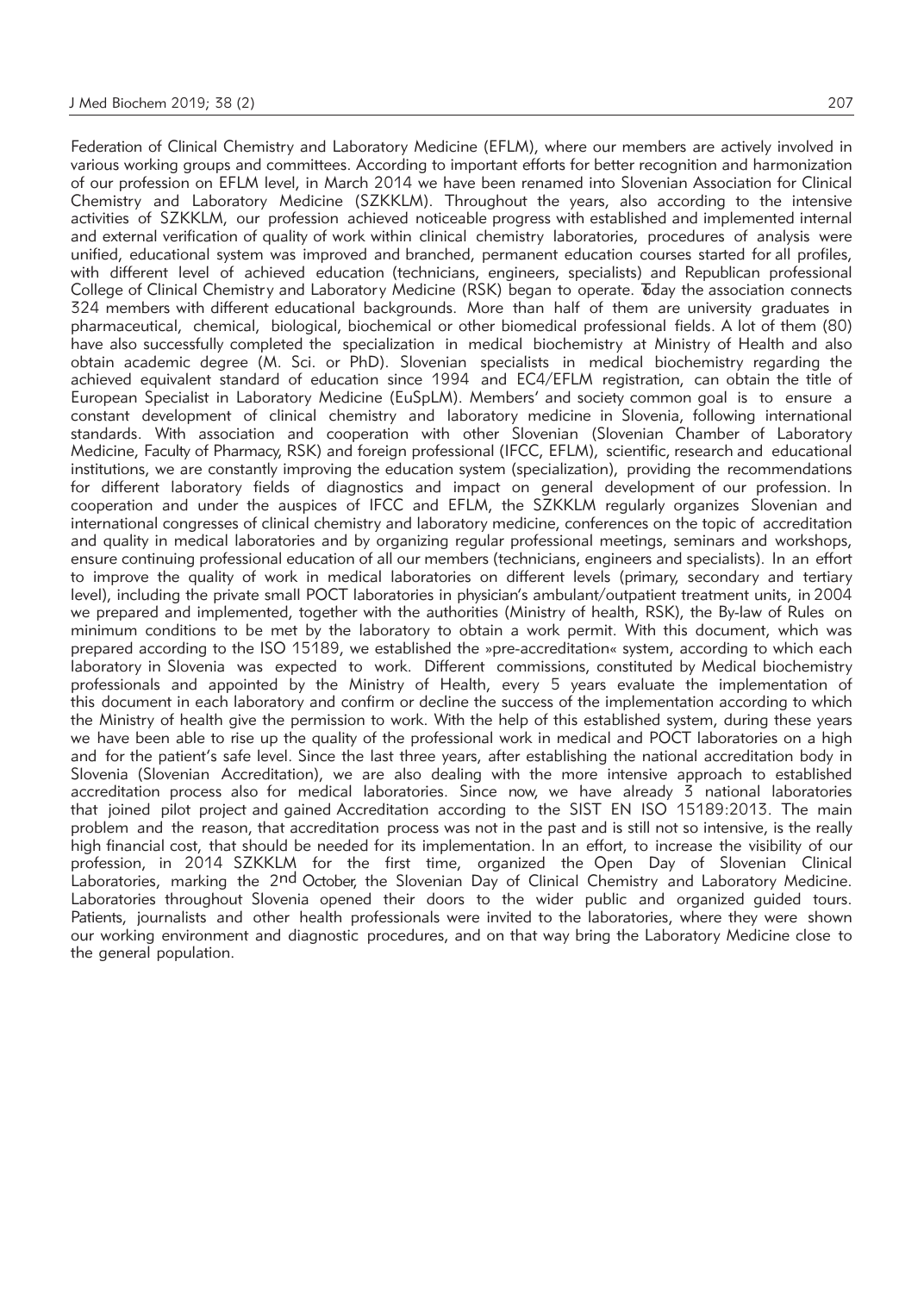Federation of Clinical Chemistry and Laboratory Medicine (EFLM), where our members are actively involved in various working groups and committees. According to important efforts for better recognition and harmonization of our profession on EFLM level, in March 2014 we have been renamed into Slovenian Association for Clinical Chemistry and Laboratory Medicine (SZKKLM). Throughout the years, also according to the intensive activities of SZKKLM, our profession achieved noticeable progress with established and implemented internal and external verification of quality of work within clinical chemistry laboratories, procedures of analysis were unified, educational system was improved and branched, permanent education courses started for all profiles, with different level of achieved education (technicians, engineers, specialists) and Republican professional College of Clinical Chemistry and Laboratory Medicine (RSK) began to operate. Today the association connects 324 members with different educational backgrounds. More than half of them are university graduates in pharmaceutical, chemical, biological, biochemical or other biomedical professional fields. A lot of them (80) have also successfully completed the specialization in medical biochemistry at Ministry of Health and also obtain academic degree (M. Sci. or PhD). Slovenian specialists in medical biochemistry regarding the achieved equivalent standard of education since 1994 and EC4/EFLM registration, can obtain the title of European Specialist in Laboratory Medicine (EuSpLM). Members' and society common goal is to ensure a constant development of clinical chemistry and laboratory medicine in Slovenia, following international standards. With association and cooperation with other Slovenian (Slovenian Chamber of Laboratory Medicine, Faculty of Pharmacy, RSK) and foreign professional (IFCC, EFLM), scientific, research and educational institutions, we are constantly improving the education system (specialization), providing the recommendations for different laboratory fields of diagnostics and impact on general development of our profession. In cooperation and under the auspices of IFCC and EFLM, the SZKKLM regularly organizes Slovenian and international congresses of clinical chemistry and laboratory medicine, conferences on the topic of accreditation and quality in medical laboratories and by organizing regular professional meetings, seminars and workshops, ensure continuing professional education of all our members (technicians, engineers and specialists). In an effort to improve the quality of work in medical laboratories on different levels (primary, secondary and tertiary level), including the private small POCT laboratories in physician's ambulant/outpatient treatment units, in 2004 we prepared and implemented, together with the authorities (Ministry of health, RSK), the By-law of Rules on minimum conditions to be met by the laboratory to obtain a work permit. With this document, which was prepared according to the ISO 15189, we established the »pre-accreditation« system, according to which each laboratory in Slovenia was expected to work. Different commissions, constituted by Medical biochemistry professionals and appointed by the Ministry of Health, every 5 years evaluate the implementation of this document in each laboratory and confirm or decline the success of the implementation according to which the Ministry of health give the permission to work. With the help of this established system, during these years we have been able to rise up the quality of the professional work in medical and POCT laboratories on a high and for the patient's safe level. Since the last three years, after establishing the national accreditation body in Slovenia (Slovenian Accreditation), we are also dealing with the more intensive approach to established accreditation process also for medical laboratories. Since now, we have already 3 national laboratories that joined pilot project and gained Accreditation according to the SIST EN ISO 15189:2013. The main problem and the reason, that accreditation process was not in the past and is still not so intensive, is the really high financial cost, that should be needed for its implementation. In an effort, to increase the visibility of our profession, in 2014 SZKKLM for the first time, organized the Open Day of Slovenian Clinical Laboratories, marking the 2nd October, the Slovenian Day of Clinical Chemistry and Laboratory Medicine. Laboratories throughout Slovenia opened their doors to the wider public and organized guided tours. Patients, journalists and other health professionals were invited to the laboratories, where they were shown our working environment and diagnostic procedures, and on that way bring the Laboratory Medicine close to the general population.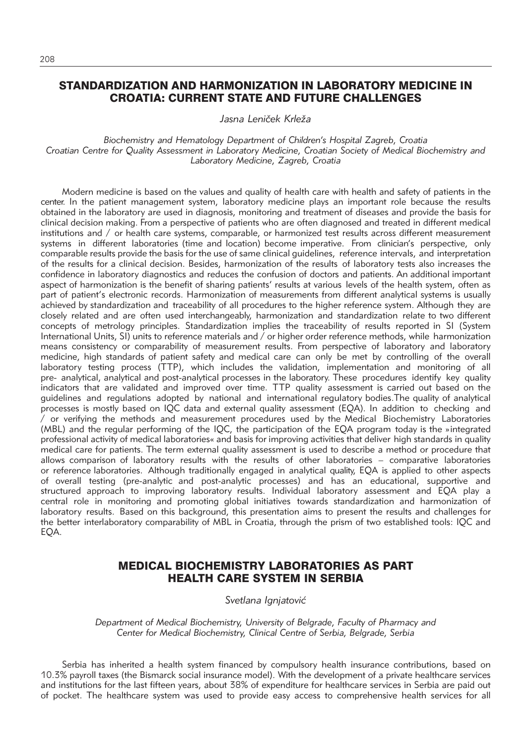## STANDARDIZATION AND HARMONIZATION IN LABORATORY MEDICINE IN CROATIA: CURRENT STATE AND FUTURE CHALLENGES

*Jasna Leniček Krleža*

*Biochemistry and Hematology Department of Children's Hospital Zagreb, Croatia*
*Croatian Centre for Quality Assessment in Laboratory Medicine, Croatian Society of Medical Biochemistry and Laboratory Medicine, Zagreb, Croatia*

Modern medicine is based on the values and quality of health care with health and safety of patients in the center. In the patient management system, laboratory medicine plays an important role because the results obtained in the laboratory are used in diagnosis, monitoring and treatment of diseases and provide the basis for clinical decision making. From a perspective of patients who are often diagnosed and treated in different medical institutions and / or health care systems, comparable, or harmonized test results across different measurement systems in different laboratories (time and location) become imperative. From clinician's perspective, only comparable results provide the basis for the use of same clinical guidelines, reference intervals, and interpretation of the results for a clinical decision. Besides, harmonization of the results of laboratory tests also increases the confidence in laboratory diagnostics and reduces the confusion of doctors and patients. An additional important aspect of harmonization is the benefit of sharing patients' results at various levels of the health system, often as part of patient's electronic records. Harmonization of measurements from different analytical systems is usually achieved by standardization and traceability of all procedures to the higher reference system. Although they are closely related and are often used interchangeably, harmonization and standardization relate to two different concepts of metrology principles. Standardization implies the traceability of results reported in SI (System International Units, SI) units to reference materials and / or higher order reference methods, while harmonization means consistency or comparability of measurement results. From perspective of laboratory and laboratory medicine, high standards of patient safety and medical care can only be met by controlling of the overall laboratory testing process (TTP), which includes the validation, implementation and monitoring of all pre- analytical, analytical and post-analytical processes in the laboratory. These procedures identify key quality indicators that are validated and improved over time. TTP quality assessment is carried out based on the guidelines and regulations adopted by national and international regulatory bodies.The quality of analytical processes is mostly based on IQC data and external quality assessment (EQA). In addition to checking and / or verifying the methods and measurement procedures used by the Medical Biochemistry Laboratories (MBL) and the regular performing of the IQC, the participation of the EQA program today is the »integrated professional activity of medical laboratories« and basis for improving activities that deliver high standards in quality medical care for patients. The term external quality assessment is used to describe a method or procedure that allows comparison of laboratory results with the results of other laboratories – comparative laboratories or reference laboratories. Although traditionally engaged in analytical quality, EQA is applied to other aspects of overall testing (pre-analytic and post-analytic processes) and has an educational, supportive and structured approach to improving laboratory results. Individual laboratory assessment and EQA play a central role in monitoring and promoting global initiatives towards standardization and harmonization of laboratory results. Based on this background, this presentation aims to present the results and challenges for the better interlaboratory comparability of MBL in Croatia, through the prism of two established tools: IQC and EQA.

## MEDICAL BIOCHEMISTRY LABORATORIES AS PART HEALTH CARE SYSTEM IN SERBIA

*Svetlana Ignjatović*

*Department of Medical Biochemistry, University of Belgrade, Faculty of Pharmacy and Center for Medical Biochemistry, Clinical Centre of Serbia, Belgrade, Serbia*

Serbia has inherited a health system financed by compulsory health insurance contributions, based on 10.3% payroll taxes (the Bismarck social insurance model). With the development of a private healthcare services and institutions for the last fifteen years, about 38% of expenditure for healthcare services in Serbia are paid out of pocket. The healthcare system was used to provide easy access to comprehensive health services for all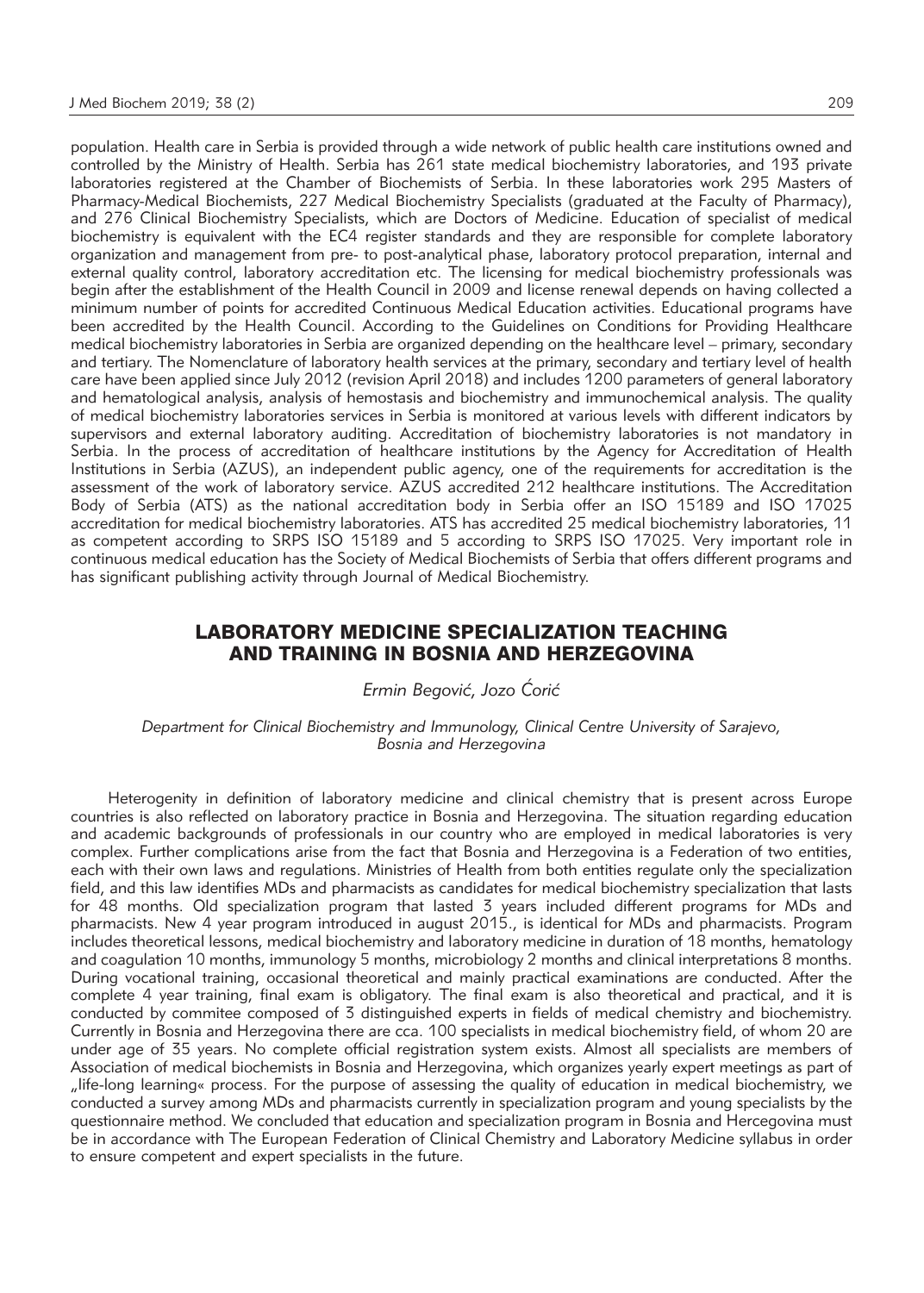population. Health care in Serbia is provided through a wide network of public health care institutions owned and controlled by the Ministry of Health. Serbia has 261 state medical biochemistry laboratories, and 193 private laboratories registered at the Chamber of Biochemists of Serbia. In these laboratories work 295 Masters of Pharmacy-Medical Biochemists, 227 Medical Biochemistry Specialists (graduated at the Faculty of Pharmacy), and 276 Clinical Biochemistry Specialists, which are Doctors of Medicine. Education of specialist of medical biochemistry is equivalent with the EC4 register standards and they are responsible for complete laboratory organization and management from pre- to post-analytical phase, laboratory protocol preparation, internal and external quality control, laboratory accreditation etc. The licensing for medical biochemistry professionals was begin after the establishment of the Health Council in 2009 and license renewal depends on having collected a minimum number of points for accredited Continuous Medical Education activities. Educational programs have been accredited by the Health Council. According to the Guidelines on Conditions for Providing Healthcare medical biochemistry laboratories in Serbia are organized depending on the healthcare level – primary, secondary and tertiary. The Nomenclature of laboratory health services at the primary, secondary and tertiary level of health care have been applied since July 2012 (revision April 2018) and includes 1200 parameters of general laboratory and hematological analysis, analysis of hemostasis and biochemistry and immunochemical analysis. The quality of medical biochemistry laboratories services in Serbia is monitored at various levels with different indicators by supervisors and external laboratory auditing. Accreditation of biochemistry laboratories is not mandatory in Serbia. In the process of accreditation of healthcare institutions by the Agency for Accreditation of Health Institutions in Serbia (AZUS), an independent public agency, one of the requirements for accreditation is the assessment of the work of laboratory service. AZUS accredited 212 healthcare institutions. The Accreditation Body of Serbia (ATS) as the national accreditation body in Serbia offer an ISO 15189 and ISO 17025 accreditation for medical biochemistry laboratories. ATS has accredited 25 medical biochemistry laboratories, 11 as competent according to SRPS ISO 15189 and 5 according to SRPS ISO 17025. Very important role in continuous medical education has the Society of Medical Biochemists of Serbia that offers different programs and has significant publishing activity through Journal of Medical Biochemistry.

## LABORATORY MEDICINE SPECIALIZATION TEACHING AND TRAINING IN BOSNIA AND HERZEGOVINA

*Ermin Begović, Jozo Ćorić*

*Department for Clinical Biochemistry and Immunology, Clinical Centre University of Sarajevo, Bosnia and Herzegovina*

Heterogenity in definition of laboratory medicine and clinical chemistry that is present across Europe countries is also reflected on laboratory practice in Bosnia and Herzegovina. The situation regarding education and academic backgrounds of professionals in our country who are employed in medical laboratories is very complex. Further complications arise from the fact that Bosnia and Herzegovina is a Federation of two entities, each with their own laws and regulations. Ministries of Health from both entities regulate only the specialization field, and this law identifies MDs and pharmacists as candidates for medical biochemistry specialization that lasts for 48 months. Old specialization program that lasted 3 years included different programs for MDs and pharmacists. New 4 year program introduced in august 2015., is identical for MDs and pharmacists. Program includes theoretical lessons, medical biochemistry and laboratory medicine in duration of 18 months, hematology and coagulation 10 months, immunology 5 months, microbiology 2 months and clinical interpretations 8 months. During vocational training, occasional theoretical and mainly practical examinations are conducted. After the complete 4 year training, final exam is obligatory. The final exam is also theoretical and practical, and it is conducted by commitee composed of 3 distinguished experts in fields of medical chemistry and biochemistry. Currently in Bosnia and Herzegovina there are cca. 100 specialists in medical biochemistry field, of whom 20 are under age of 35 years. No complete official registration system exists. Almost all specialists are members of Association of medical biochemists in Bosnia and Herzegovina, which organizes yearly expert meetings as part of „life-long learning« process. For the purpose of assessing the quality of education in medical biochemistry, we conducted a survey among MDs and pharmacists currently in specialization program and young specialists by the questionnaire method. We concluded that education and specialization program in Bosnia and Hercegovina must be in accordance with The European Federation of Clinical Chemistry and Laboratory Medicine syllabus in order to ensure competent and expert specialists in the future.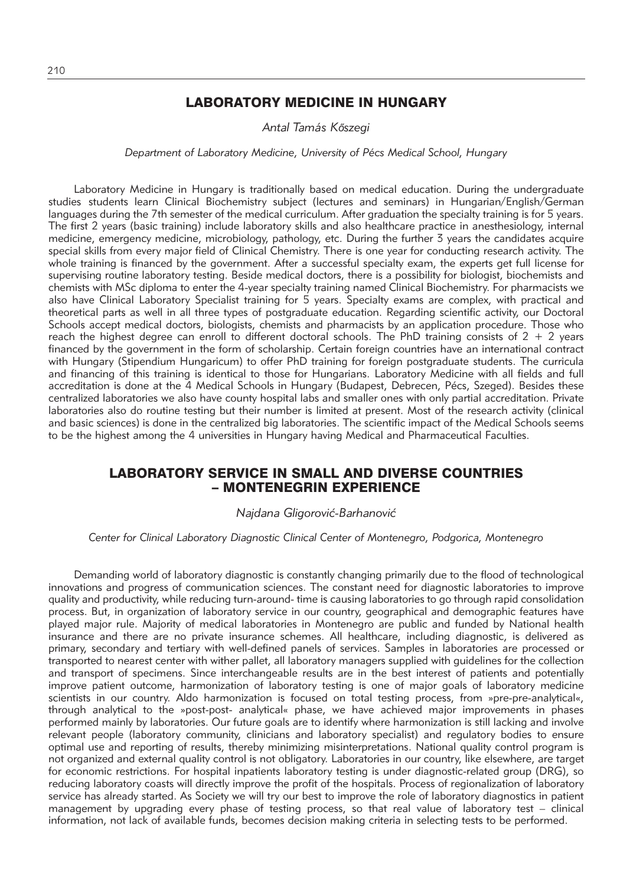## LABORATORY MEDICINE IN HUNGARY

*Antal Tamás Kőszegi*

*Department of Laboratory Medicine, University of Pécs Medical School, Hungary*

Laboratory Medicine in Hungary is traditionally based on medical education. During the undergraduate studies students learn Clinical Biochemistry subject (lectures and seminars) in Hungarian/English/German languages during the 7th semester of the medical curriculum. After graduation the specialty training is for 5 years. The first 2 years (basic training) include laboratory skills and also healthcare practice in anesthesiology, internal medicine, emergency medicine, microbiology, pathology, etc. During the further 3 years the candidates acquire special skills from every major field of Clinical Chemistry. There is one year for conducting research activity. The whole training is financed by the government. After a successful specialty exam, the experts get full license for supervising routine laboratory testing. Beside medical doctors, there is a possibility for biologist, biochemists and chemists with MSc diploma to enter the 4-year specialty training named Clinical Biochemistry. For pharmacists we also have Clinical Laboratory Specialist training for 5 years. Specialty exams are complex, with practical and theoretical parts as well in all three types of postgraduate education. Regarding scientific activity, our Doctoral Schools accept medical doctors, biologists, chemists and pharmacists by an application procedure. Those who reach the highest degree can enroll to different doctoral schools. The PhD training consists of 2 + 2 years financed by the government in the form of scholarship. Certain foreign countries have an international contract with Hungary (Stipendium Hungaricum) to offer PhD training for foreign postgraduate students. The curricula and financing of this training is identical to those for Hungarians. Laboratory Medicine with all fields and full accreditation is done at the 4 Medical Schools in Hungary (Budapest, Debrecen, Pécs, Szeged). Besides these centralized laboratories we also have county hospital labs and smaller ones with only partial accreditation. Private laboratories also do routine testing but their number is limited at present. Most of the research activity (clinical and basic sciences) is done in the centralized big laboratories. The scientific impact of the Medical Schools seems to be the highest among the 4 universities in Hungary having Medical and Pharmaceutical Faculties.

## LABORATORY SERVICE IN SMALL AND DIVERSE COUNTRIES – MONTENEGRIN EXPERIENCE

*Najdana Gligorović-Barhanović*

*Center for Clinical Laboratory Diagnostic Clinical Center of Montenegro, Podgorica, Montenegro*

Demanding world of laboratory diagnostic is constantly changing primarily due to the flood of technological innovations and progress of communication sciences. The constant need for diagnostic laboratories to improve quality and productivity, while reducing turn-around- time is causing laboratories to go through rapid consolidation process. But, in organization of laboratory service in our country, geographical and demographic features have played major rule. Majority of medical laboratories in Montenegro are public and funded by National health insurance and there are no private insurance schemes. All healthcare, including diagnostic, is delivered as primary, secondary and tertiary with well-defined panels of services. Samples in laboratories are processed or transported to nearest center with wither pallet, all laboratory managers supplied with guidelines for the collection and transport of specimens. Since interchangeable results are in the best interest of patients and potentially improve patient outcome, harmonization of laboratory testing is one of major goals of laboratory medicine scientists in our country. Aldo harmonization is focused on total testing process, from »pre-pre-analytical«, through analytical to the »post-post- analytical« phase, we have achieved major improvements in phases performed mainly by laboratories. Our future goals are to identify where harmonization is still lacking and involve relevant people (laboratory community, clinicians and laboratory specialist) and regulatory bodies to ensure optimal use and reporting of results, thereby minimizing misinterpretations. National quality control program is not organized and external quality control is not obligatory. Laboratories in our country, like elsewhere, are target for economic restrictions. For hospital inpatients laboratory testing is under diagnostic-related group (DRG), so reducing laboratory coasts will directly improve the profit of the hospitals. Process of regionalization of laboratory service has already started. As Society we will try our best to improve the role of laboratory diagnostics in patient management by upgrading every phase of testing process, so that real value of laboratory test – clinical information, not lack of available funds, becomes decision making criteria in selecting tests to be performed.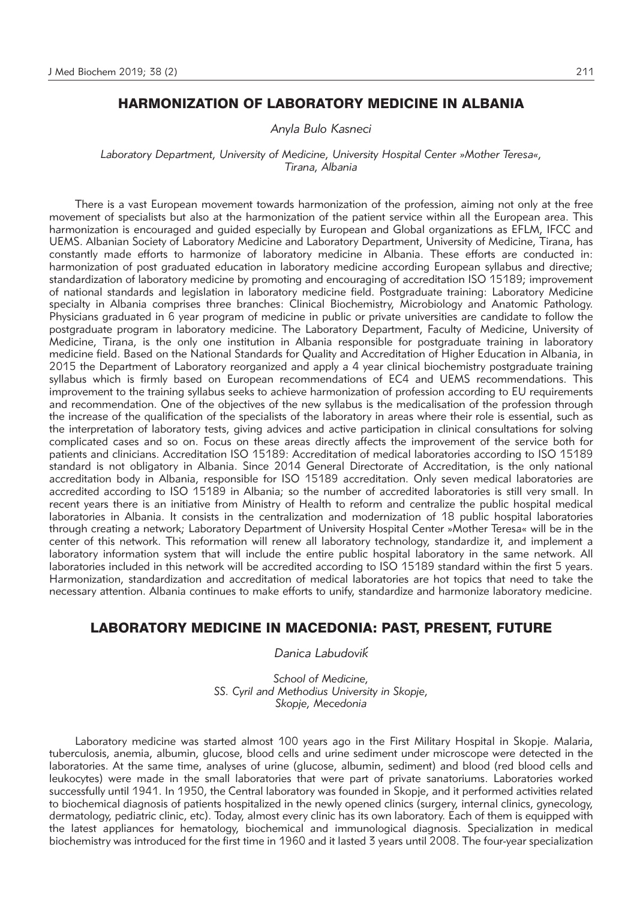## HARMONIZATION OF LABORATORY MEDICINE IN ALBANIA

*Anyla Bulo Kasneci*

*Laboratory Department, University of Medicine, University Hospital Center »Mother Teresa«, Tirana, Albania*

There is a vast European movement towards harmonization of the profession, aiming not only at the free movement of specialists but also at the harmonization of the patient service within all the European area. This harmonization is encouraged and guided especially by European and Global organizations as EFLM, IFCC and UEMS. Albanian Society of Laboratory Medicine and Laboratory Department, University of Medicine, Tirana, has constantly made efforts to harmonize of laboratory medicine in Albania. These efforts are conducted in: harmonization of post graduated education in laboratory medicine according European syllabus and directive; standardization of laboratory medicine by promoting and encouraging of accreditation ISO 15189; improvement of national standards and legislation in laboratory medicine field. Postgraduate training: Laboratory Medicine specialty in Albania comprises three branches: Clinical Biochemistry, Microbiology and Anatomic Pathology. Physicians graduated in 6 year program of medicine in public or private universities are candidate to follow the postgraduate program in laboratory medicine. The Laboratory Department, Faculty of Medicine, University of Medicine, Tirana, is the only one institution in Albania responsible for postgraduate training in laboratory medicine field. Based on the National Standards for Quality and Accreditation of Higher Education in Albania, in 2015 the Department of Laboratory reorganized and apply a 4 year clinical biochemistry postgraduate training syllabus which is firmly based on European recommendations of EC4 and UEMS recommendations. This improvement to the training syllabus seeks to achieve harmonization of profession according to EU requirements and recommendation. One of the objectives of the new syllabus is the medicalisation of the profession through the increase of the qualification of the specialists of the laboratory in areas where their role is essential, such as the interpretation of laboratory tests, giving advices and active participation in clinical consultations for solving complicated cases and so on. Focus on these areas directly affects the improvement of the service both for patients and clinicians. Accreditation ISO 15189: Accreditation of medical laboratories according to ISO 15189 standard is not obligatory in Albania. Since 2014 General Directorate of Accreditation, is the only national accreditation body in Albania, responsible for ISO 15189 accreditation. Only seven medical laboratories are accredited according to ISO 15189 in Albania; so the number of accredited laboratories is still very small. In recent years there is an initiative from Ministry of Health to reform and centralize the public hospital medical laboratories in Albania. It consists in the centralization and modernization of 18 public hospital laboratories through creating a network; Laboratory Department of University Hospital Center »Mother Teresa« will be in the center of this network. This reformation will renew all laboratory technology, standardize it, and implement a laboratory information system that will include the entire public hospital laboratory in the same network. All laboratories included in this network will be accredited according to ISO 15189 standard within the first 5 years. Harmonization, standardization and accreditation of medical laboratories are hot topics that need to take the necessary attention. Albania continues to make efforts to unify, standardize and harmonize laboratory medicine.

## LABORATORY MEDICINE IN MACEDONIA: PAST, PRESENT, FUTURE

*Danica Labudović*

*School of Medicine, SS. Cyril and Methodius University in Skopje, Skopje, Mecedonia*

Laboratory medicine was started almost 100 years ago in the First Military Hospital in Skopje. Malaria, tuberculosis, anemia, albumin, glucose, blood cells and urine sediment under microscope were detected in the laboratories. At the same time, analyses of urine (glucose, albumin, sediment) and blood (red blood cells and leukocytes) were made in the small laboratories that were part of private sanatoriums. Laboratories worked successfully until 1941. In 1950, the Central laboratory was founded in Skopje, and it performed activities related to biochemical diagnosis of patients hospitalized in the newly opened clinics (surgery, internal clinics, gynecology, dermatology, pediatric clinic, etc). Today, almost every clinic has its own laboratory. Each of them is equipped with the latest appliances for hematology, biochemical and immunological diagnosis. Specialization in medical biochemistry was introduced for the first time in 1960 and it lasted 3 years until 2008. The four-year specialization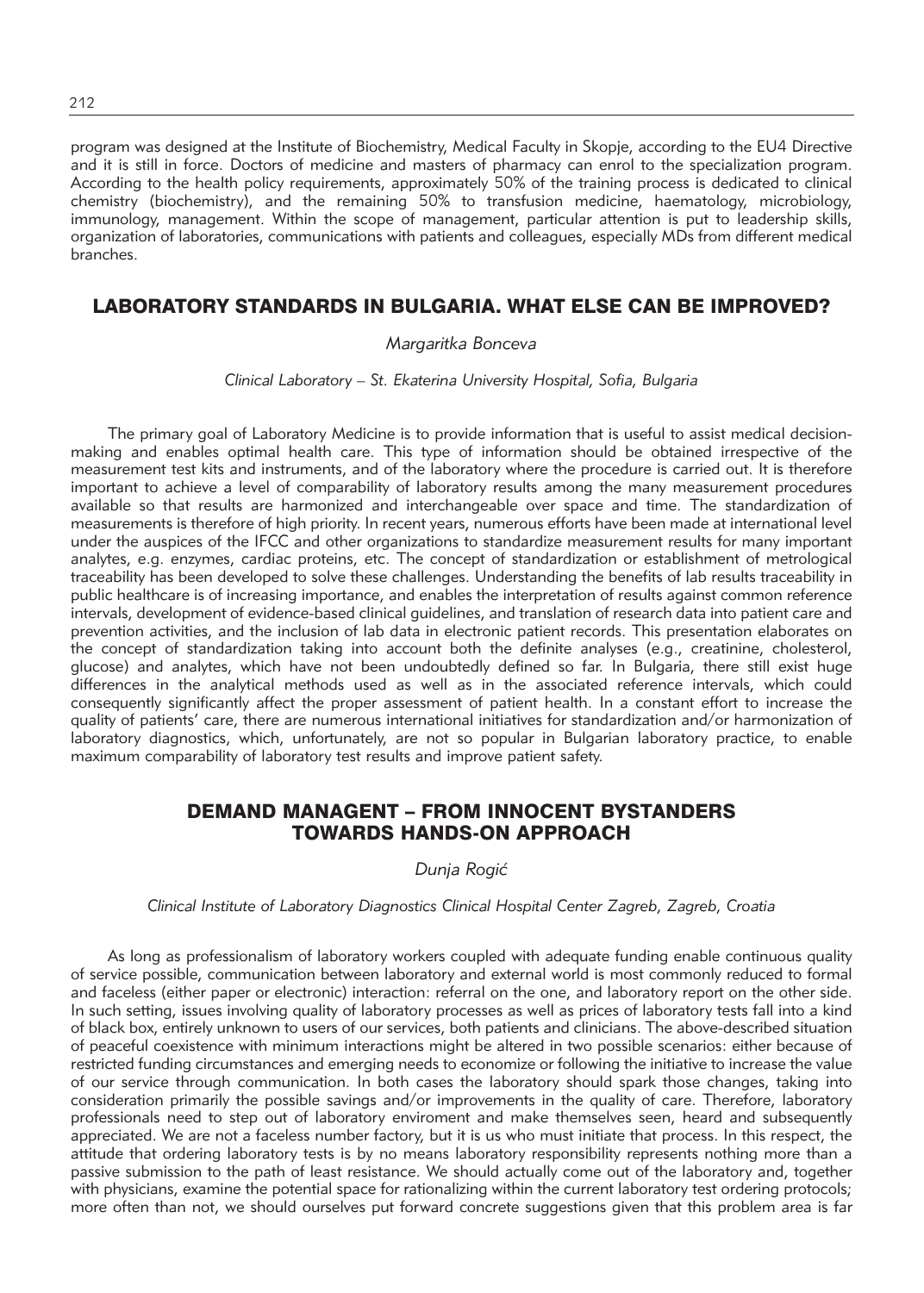program was designed at the Institute of Biochemistry, Medical Faculty in Skopje, according to the EU4 Directive and it is still in force. Doctors of medicine and masters of pharmacy can enrol to the specialization program. According to the health policy requirements, approximately 50% of the training process is dedicated to clinical chemistry (biochemistry), and the remaining 50% to transfusion medicine, haematology, microbiology, immunology, management. Within the scope of management, particular attention is put to leadership skills, organization of laboratories, communications with patients and colleagues, especially MDs from different medical branches.

## LABORATORY STANDARDS IN BULGARIA. WHAT ELSE CAN BE IMPROVED?

*Margaritka Bonceva*

*Clinical Laboratory – St. Ekaterina University Hospital, Sofia, Bulgaria*

The primary goal of Laboratory Medicine is to provide information that is useful to assist medical decision-making and enables optimal health care. This type of information should be obtained irrespective of the measurement test kits and instruments, and of the laboratory where the procedure is carried out. It is therefore important to achieve a level of comparability of laboratory results among the many measurement procedures available so that results are harmonized and interchangeable over space and time. The standardization of measurements is therefore of high priority. In recent years, numerous efforts have been made at international level under the auspices of the IFCC and other organizations to standardize measurement results for many important analytes, e.g. enzymes, cardiac proteins, etc. The concept of standardization or establishment of metrological traceability has been developed to solve these challenges. Understanding the benefits of lab results traceability in public healthcare is of increasing importance, and enables the interpretation of results against common reference intervals, development of evidence-based clinical guidelines, and translation of research data into patient care and prevention activities, and the inclusion of lab data in electronic patient records. This presentation elaborates on the concept of standardization taking into account both the definite analyses (e.g., creatinine, cholesterol, glucose) and analytes, which have not been undoubtedly defined so far. In Bulgaria, there still exist huge differences in the analytical methods used as well as in the associated reference intervals, which could consequently significantly affect the proper assessment of patient health. In a constant effort to increase the quality of patients' care, there are numerous international initiatives for standardization and/or harmonization of laboratory diagnostics, which, unfortunately, are not so popular in Bulgarian laboratory practice, to enable maximum comparability of laboratory test results and improve patient safety.

## DEMAND MANAGENT – FROM INNOCENT BYSTANDERS TOWARDS HANDS-ON APPROACH

*Dunja Rogić*

*Clinical Institute of Laboratory Diagnostics Clinical Hospital Center Zagreb, Zagreb, Croatia*

As long as professionalism of laboratory workers coupled with adequate funding enable continuous quality of service possible, communication between laboratory and external world is most commonly reduced to formal and faceless (either paper or electronic) interaction: referral on the one, and laboratory report on the other side. In such setting, issues involving quality of laboratory processes as well as prices of laboratory tests fall into a kind of black box, entirely unknown to users of our services, both patients and clinicians. The above-described situation of peaceful coexistence with minimum interactions might be altered in two possible scenarios: either because of restricted funding circumstances and emerging needs to economize or following the initiative to increase the value of our service through communication. In both cases the laboratory should spark those changes, taking into consideration primarily the possible savings and/or improvements in the quality of care. Therefore, laboratory professionals need to step out of laboratory enviroment and make themselves seen, heard and subsequently appreciated. We are not a faceless number factory, but it is us who must initiate that process. In this respect, the attitude that ordering laboratory tests is by no means laboratory responsibility represents nothing more than a passive submission to the path of least resistance. We should actually come out of the laboratory and, together with physicians, examine the potential space for rationalizing within the current laboratory test ordering protocols; more often than not, we should ourselves put forward concrete suggestions given that this problem area is far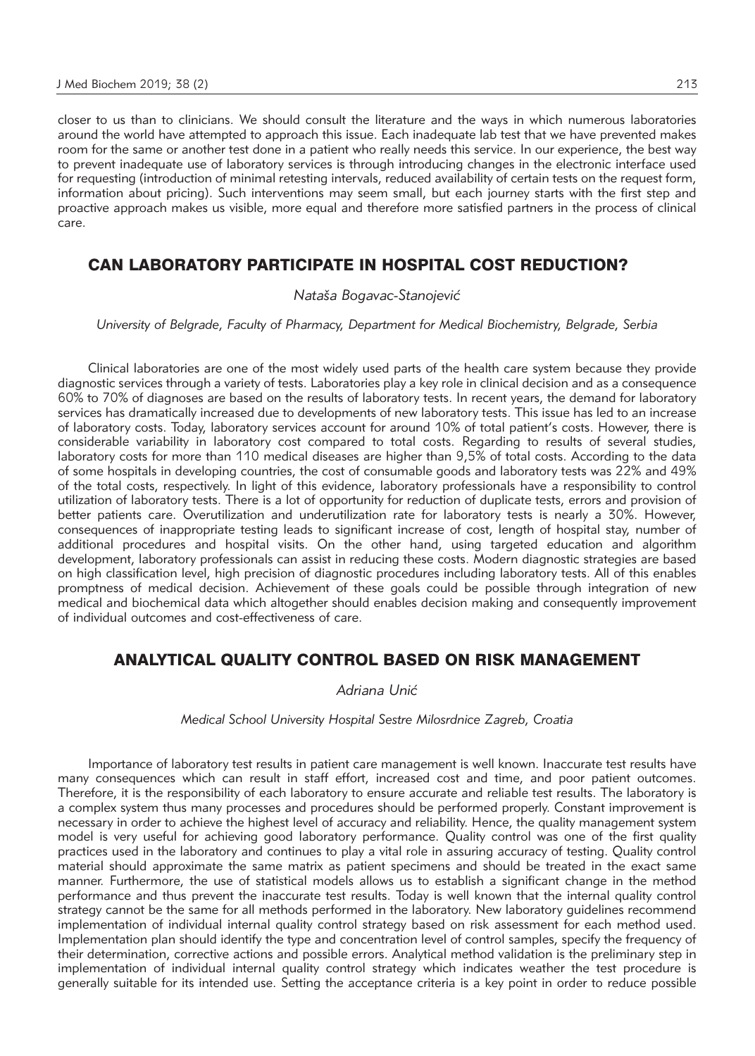closer to us than to clinicians. We should consult the literature and the ways in which numerous laboratories around the world have attempted to approach this issue. Each inadequate lab test that we have prevented makes room for the same or another test done in a patient who really needs this service. In our experience, the best way to prevent inadequate use of laboratory services is through introducing changes in the electronic interface used for requesting (introduction of minimal retesting intervals, reduced availability of certain tests on the request form, information about pricing). Such interventions may seem small, but each journey starts with the first step and proactive approach makes us visible, more equal and therefore more satisfied partners in the process of clinical care.

## CAN LABORATORY PARTICIPATE IN HOSPITAL COST REDUCTION?

*Nataša Bogavac-Stanojević*

*University of Belgrade, Faculty of Pharmacy, Department for Medical Biochemistry, Belgrade, Serbia*

Clinical laboratories are one of the most widely used parts of the health care system because they provide diagnostic services through a variety of tests. Laboratories play a key role in clinical decision and as a consequence 60% to 70% of diagnoses are based on the results of laboratory tests. In recent years, the demand for laboratory services has dramatically increased due to developments of new laboratory tests. This issue has led to an increase of laboratory costs. Today, laboratory services account for around 10% of total patient's costs. However, there is considerable variability in laboratory cost compared to total costs. Regarding to results of several studies, laboratory costs for more than 110 medical diseases are higher than 9,5% of total costs. According to the data of some hospitals in developing countries, the cost of consumable goods and laboratory tests was 22% and 49% of the total costs, respectively. In light of this evidence, laboratory professionals have a responsibility to control utilization of laboratory tests. There is a lot of opportunity for reduction of duplicate tests, errors and provision of better patients care. Overutilization and underutilization rate for laboratory tests is nearly a 30%. However, consequences of inappropriate testing leads to significant increase of cost, length of hospital stay, number of additional procedures and hospital visits. On the other hand, using targeted education and algorithm development, laboratory professionals can assist in reducing these costs. Modern diagnostic strategies are based on high classification level, high precision of diagnostic procedures including laboratory tests. All of this enables promptness of medical decision. Achievement of these goals could be possible through integration of new medical and biochemical data which altogether should enables decision making and consequently improvement of individual outcomes and cost-effectiveness of care.

## ANALYTICAL QUALITY CONTROL BASED ON RISK MANAGEMENT

*Adriana Unić*

*Medical School University Hospital Sestre Milosrdnice Zagreb, Croatia*

Importance of laboratory test results in patient care management is well known. Inaccurate test results have many consequences which can result in staff effort, increased cost and time, and poor patient outcomes. Therefore, it is the responsibility of each laboratory to ensure accurate and reliable test results. The laboratory is a complex system thus many processes and procedures should be performed properly. Constant improvement is necessary in order to achieve the highest level of accuracy and reliability. Hence, the quality management system model is very useful for achieving good laboratory performance. Quality control was one of the first quality practices used in the laboratory and continues to play a vital role in assuring accuracy of testing. Quality control material should approximate the same matrix as patient specimens and should be treated in the exact same manner. Furthermore, the use of statistical models allows us to establish a significant change in the method performance and thus prevent the inaccurate test results. Today is well known that the internal quality control strategy cannot be the same for all methods performed in the laboratory. New laboratory guidelines recommend implementation of individual internal quality control strategy based on risk assessment for each method used. Implementation plan should identify the type and concentration level of control samples, specify the frequency of their determination, corrective actions and possible errors. Analytical method validation is the preliminary step in implementation of individual internal quality control strategy which indicates weather the test procedure is generally suitable for its intended use. Setting the acceptance criteria is a key point in order to reduce possible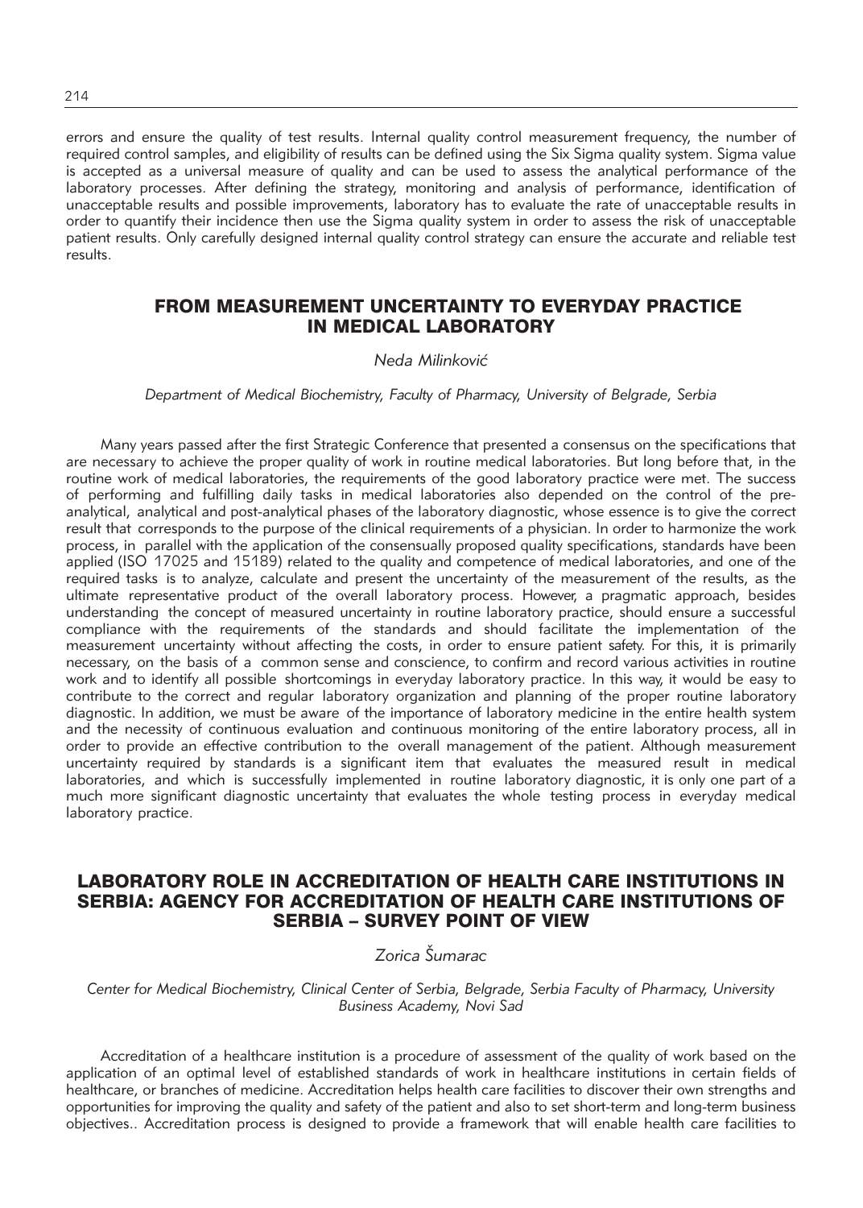errors and ensure the quality of test results. Internal quality control measurement frequency, the number of required control samples, and eligibility of results can be defined using the Six Sigma quality system. Sigma value is accepted as a universal measure of quality and can be used to assess the analytical performance of the laboratory processes. After defining the strategy, monitoring and analysis of performance, identification of unacceptable results and possible improvements, laboratory has to evaluate the rate of unacceptable results in order to quantify their incidence then use the Sigma quality system in order to assess the risk of unacceptable patient results. Only carefully designed internal quality control strategy can ensure the accurate and reliable test results.

## FROM MEASUREMENT UNCERTAINTY TO EVERYDAY PRACTICE IN MEDICAL LABORATORY

*Neda Milinković*

*Department of Medical Biochemistry, Faculty of Pharmacy, University of Belgrade, Serbia*

Many years passed after the first Strategic Conference that presented a consensus on the specifications that are necessary to achieve the proper quality of work in routine medical laboratories. But long before that, in the routine work of medical laboratories, the requirements of the good laboratory practice were met. The success of performing and fulfilling daily tasks in medical laboratories also depended on the control of the pre-analytical, analytical and post-analytical phases of the laboratory diagnostic, whose essence is to give the correct result that corresponds to the purpose of the clinical requirements of a physician. In order to harmonize the work process, in parallel with the application of the consensually proposed quality specifications, standards have been applied (ISO 17025 and 15189) related to the quality and competence of medical laboratories, and one of the required tasks is to analyze, calculate and present the uncertainty of the measurement of the results, as the ultimate representative product of the overall laboratory process. However, a pragmatic approach, besides understanding the concept of measured uncertainty in routine laboratory practice, should ensure a successful compliance with the requirements of the standards and should facilitate the implementation of the measurement uncertainty without affecting the costs, in order to ensure patient safety. For this, it is primarily necessary, on the basis of a common sense and conscience, to confirm and record various activities in routine work and to identify all possible shortcomings in everyday laboratory practice. In this way, it would be easy to contribute to the correct and regular laboratory organization and planning of the proper routine laboratory diagnostic. In addition, we must be aware of the importance of laboratory medicine in the entire health system and the necessity of continuous evaluation and continuous monitoring of the entire laboratory process, all in order to provide an effective contribution to the overall management of the patient. Although measurement uncertainty required by standards is a significant item that evaluates the measured result in medical laboratories, and which is successfully implemented in routine laboratory diagnostic, it is only one part of a much more significant diagnostic uncertainty that evaluates the whole testing process in everyday medical laboratory practice.

## LABORATORY ROLE IN ACCREDITATION OF HEALTH CARE INSTITUTIONS IN SERBIA: AGENCY FOR ACCREDITATION OF HEALTH CARE INSTITUTIONS OF SERBIA – SURVEY POINT OF VIEW

*Zorica Šumarac*

*Center for Medical Biochemistry, Clinical Center of Serbia, Belgrade, Serbia Faculty of Pharmacy, University Business Academy, Novi Sad*

Accreditation of a healthcare institution is a procedure of assessment of the quality of work based on the application of an optimal level of established standards of work in healthcare institutions in certain fields of healthcare, or branches of medicine. Accreditation helps health care facilities to discover their own strengths and opportunities for improving the quality and safety of the patient and also to set short-term and long-term business objectives.. Accreditation process is designed to provide a framework that will enable health care facilities to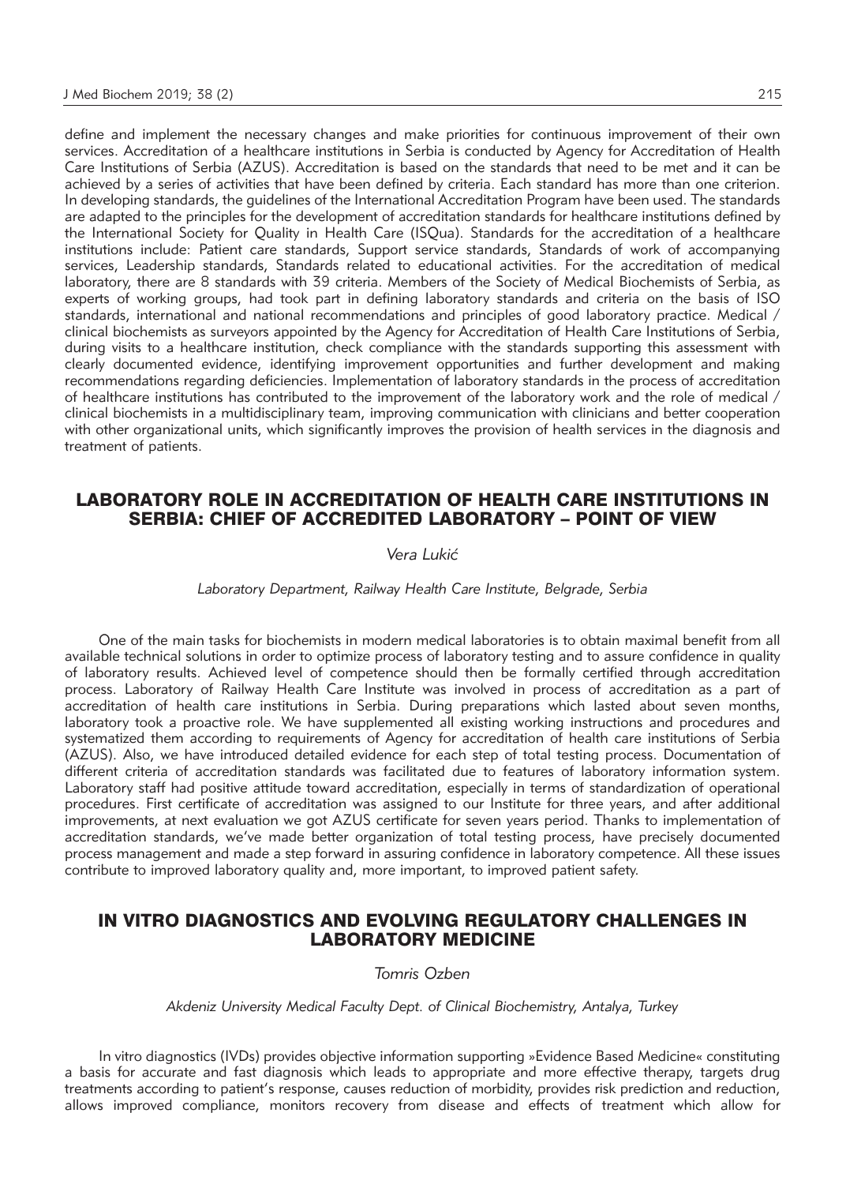define and implement the necessary changes and make priorities for continuous improvement of their own services. Accreditation of a healthcare institutions in Serbia is conducted by Agency for Accreditation of Health Care Institutions of Serbia (AZUS). Accreditation is based on the standards that need to be met and it can be achieved by a series of activities that have been defined by criteria. Each standard has more than one criterion. In developing standards, the guidelines of the International Accreditation Program have been used. The standards are adapted to the principles for the development of accreditation standards for healthcare institutions defined by the International Society for Quality in Health Care (ISQua). Standards for the accreditation of a healthcare institutions include: Patient care standards, Support service standards, Standards of work of accompanying services, Leadership standards, Standards related to educational activities. For the accreditation of medical laboratory, there are 8 standards with 39 criteria. Members of the Society of Medical Biochemists of Serbia, as experts of working groups, had took part in defining laboratory standards and criteria on the basis of ISO standards, international and national recommendations and principles of good laboratory practice. Medical / clinical biochemists as surveyors appointed by the Agency for Accreditation of Health Care Institutions of Serbia, during visits to a healthcare institution, check compliance with the standards supporting this assessment with clearly documented evidence, identifying improvement opportunities and further development and making recommendations regarding deficiencies. Implementation of laboratory standards in the process of accreditation of healthcare institutions has contributed to the improvement of the laboratory work and the role of medical / clinical biochemists in a multidisciplinary team, improving communication with clinicians and better cooperation with other organizational units, which significantly improves the provision of health services in the diagnosis and treatment of patients.

## LABORATORY ROLE IN ACCREDITATION OF HEALTH CARE INSTITUTIONS IN SERBIA: CHIEF OF ACCREDITED LABORATORY – POINT OF VIEW

*Vera Lukić*

*Laboratory Department, Railway Health Care Institute, Belgrade, Serbia*

One of the main tasks for biochemists in modern medical laboratories is to obtain maximal benefit from all available technical solutions in order to optimize process of laboratory testing and to assure confidence in quality of laboratory results. Achieved level of competence should then be formally certified through accreditation process. Laboratory of Railway Health Care Institute was involved in process of accreditation as a part of accreditation of health care institutions in Serbia. During preparations which lasted about seven months, laboratory took a proactive role. We have supplemented all existing working instructions and procedures and systematized them according to requirements of Agency for accreditation of health care institutions of Serbia (AZUS). Also, we have introduced detailed evidence for each step of total testing process. Documentation of different criteria of accreditation standards was facilitated due to features of laboratory information system. Laboratory staff had positive attitude toward accreditation, especially in terms of standardization of operational procedures. First certificate of accreditation was assigned to our Institute for three years, and after additional improvements, at next evaluation we got AZUS certificate for seven years period. Thanks to implementation of accreditation standards, we've made better organization of total testing process, have precisely documented process management and made a step forward in assuring confidence in laboratory competence. All these issues contribute to improved laboratory quality and, more important, to improved patient safety.

## IN VITRO DIAGNOSTICS AND EVOLVING REGULATORY CHALLENGES IN LABORATORY MEDICINE

*Tomris Ozben*

*Akdeniz University Medical Faculty Dept. of Clinical Biochemistry, Antalya, Turkey*

In vitro diagnostics (IVDs) provides objective information supporting »Evidence Based Medicine« constituting a basis for accurate and fast diagnosis which leads to appropriate and more effective therapy, targets drug treatments according to patient's response, causes reduction of morbidity, provides risk prediction and reduction, allows improved compliance, monitors recovery from disease and effects of treatment which allow for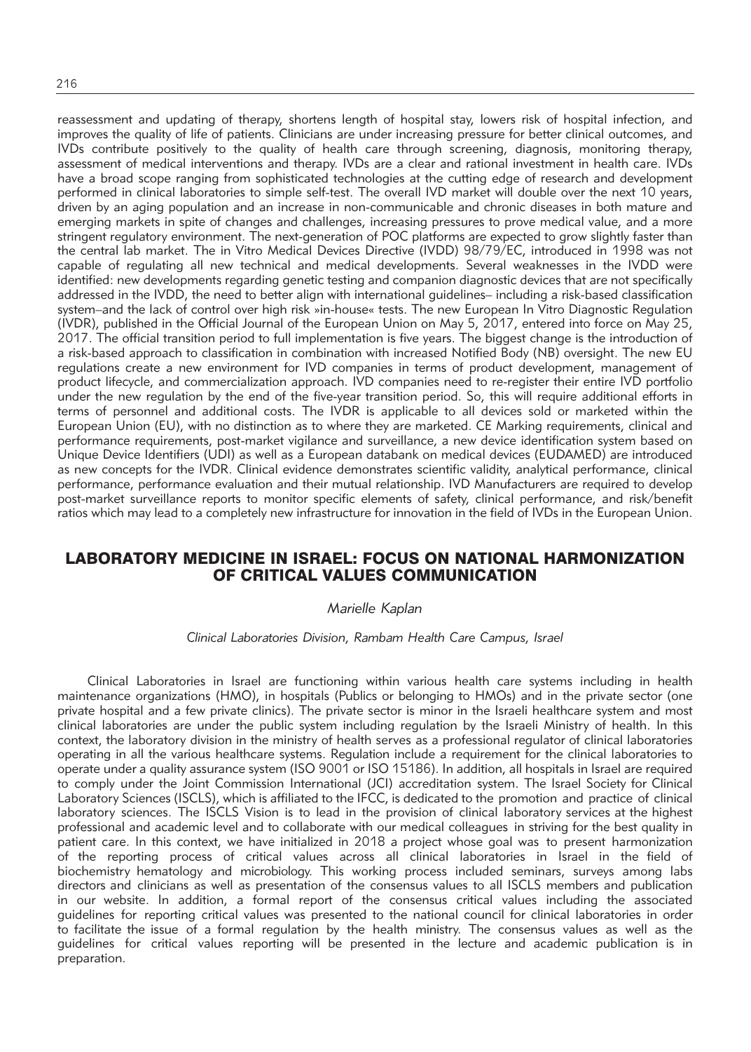reassessment and updating of therapy, shortens length of hospital stay, lowers risk of hospital infection, and improves the quality of life of patients. Clinicians are under increasing pressure for better clinical outcomes, and IVDs contribute positively to the quality of health care through screening, diagnosis, monitoring therapy, assessment of medical interventions and therapy. IVDs are a clear and rational investment in health care. IVDs have a broad scope ranging from sophisticated technologies at the cutting edge of research and development performed in clinical laboratories to simple self-test. The overall IVD market will double over the next 10 years, driven by an aging population and an increase in non-communicable and chronic diseases in both mature and emerging markets in spite of changes and challenges, increasing pressures to prove medical value, and a more stringent regulatory environment. The next-generation of POC platforms are expected to grow slightly faster than the central lab market. The in Vitro Medical Devices Directive (IVDD) 98/79/EC, introduced in 1998 was not capable of regulating all new technical and medical developments. Several weaknesses in the IVDD were identified: new developments regarding genetic testing and companion diagnostic devices that are not specifically addressed in the IVDD, the need to better align with international guidelines– including a risk-based classification system–and the lack of control over high risk »in-house« tests. The new European In Vitro Diagnostic Regulation (IVDR), published in the Official Journal of the European Union on May 5, 2017, entered into force on May 25, 2017. The official transition period to full implementation is five years. The biggest change is the introduction of a risk-based approach to classification in combination with increased Notified Body (NB) oversight. The new EU regulations create a new environment for IVD companies in terms of product development, management of product lifecycle, and commercialization approach. IVD companies need to re-register their entire IVD portfolio under the new regulation by the end of the five-year transition period. So, this will require additional efforts in terms of personnel and additional costs. The IVDR is applicable to all devices sold or marketed within the European Union (EU), with no distinction as to where they are marketed. CE Marking requirements, clinical and performance requirements, post-market vigilance and surveillance, a new device identification system based on Unique Device Identifiers (UDI) as well as a European databank on medical devices (EUDAMED) are introduced as new concepts for the IVDR. Clinical evidence demonstrates scientific validity, analytical performance, clinical performance, performance evaluation and their mutual relationship. IVD Manufacturers are required to develop post-market surveillance reports to monitor specific elements of safety, clinical performance, and risk/benefit ratios which may lead to a completely new infrastructure for innovation in the field of IVDs in the European Union.

## LABORATORY MEDICINE IN ISRAEL: FOCUS ON NATIONAL HARMONIZATION OF CRITICAL VALUES COMMUNICATION

*Marielle Kaplan*

*Clinical Laboratories Division, Rambam Health Care Campus, Israel*

Clinical Laboratories in Israel are functioning within various health care systems including in health maintenance organizations (HMO), in hospitals (Publics or belonging to HMOs) and in the private sector (one private hospital and a few private clinics). The private sector is minor in the Israeli healthcare system and most clinical laboratories are under the public system including regulation by the Israeli Ministry of health. In this context, the laboratory division in the ministry of health serves as a professional regulator of clinical laboratories operating in all the various healthcare systems. Regulation include a requirement for the clinical laboratories to operate under a quality assurance system (ISO 9001 or ISO 15186). In addition, all hospitals in Israel are required to comply under the Joint Commission International (JCI) accreditation system. The Israel Society for Clinical Laboratory Sciences (ISCLS), which is affiliated to the IFCC, is dedicated to the promotion and practice of clinical laboratory sciences. The ISCLS Vision is to lead in the provision of clinical laboratory services at the highest professional and academic level and to collaborate with our medical colleagues in striving for the best quality in patient care. In this context, we have initialized in 2018 a project whose goal was to present harmonization of the reporting process of critical values across all clinical laboratories in Israel in the field of biochemistry hematology and microbiology. This working process included seminars, surveys among labs directors and clinicians as well as presentation of the consensus values to all ISCLS members and publication in our website. In addition, a formal report of the consensus critical values including the associated guidelines for reporting critical values was presented to the national council for clinical laboratories in order to facilitate the issue of a formal regulation by the health ministry. The consensus values as well as the guidelines for critical values reporting will be presented in the lecture and academic publication is in preparation.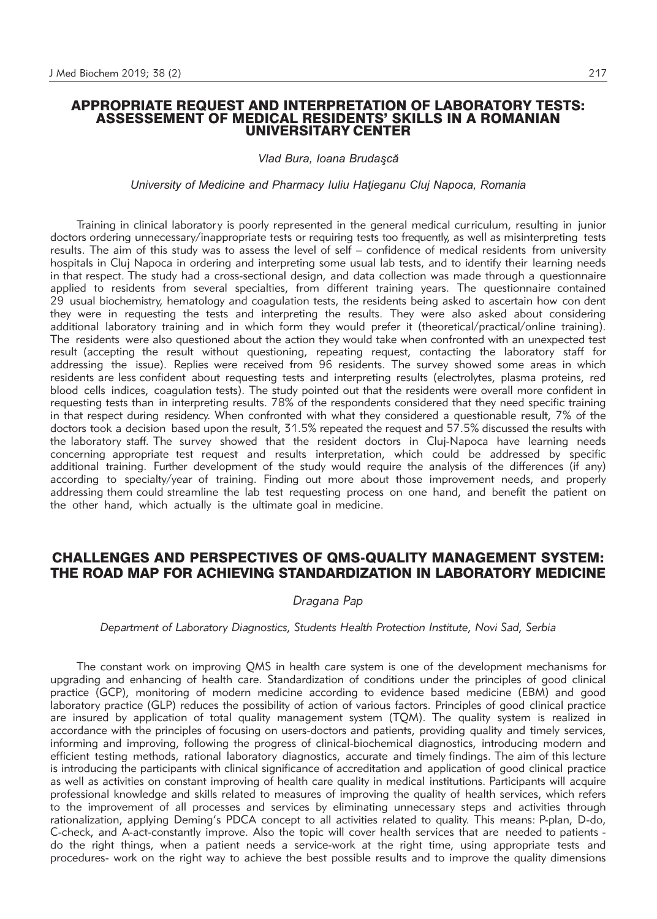## APPROPRIATE REQUEST AND INTERPRETATION OF LABORATORY TESTS: ASSESSEMENT OF MEDICAL RESIDENTS' SKILLS IN A ROMANIAN UNIVERSITARY CENTER

*Vlad Bura, Ioana Brudaşcă*

*University of Medicine and Pharmacy Iuliu Haţieganu Cluj Napoca, Romania*

Training in clinical laboratory is poorly represented in the general medical curriculum, resulting in junior doctors ordering unnecessary/inappropriate tests or requiring tests too frequently, as well as misinterpreting tests results. The aim of this study was to assess the level of self – confidence of medical residents from university hospitals in Cluj Napoca in ordering and interpreting some usual lab tests, and to identify their learning needs in that respect. The study had a cross-sectional design, and data collection was made through a questionnaire applied to residents from several specialties, from different training years. The questionnaire contained 29 usual biochemistry, hematology and coagulation tests, the residents being asked to ascertain how con dent they were in requesting the tests and interpreting the results. They were also asked about considering additional laboratory training and in which form they would prefer it (theoretical/practical/online training). The residents were also questioned about the action they would take when confronted with an unexpected test result (accepting the result without questioning, repeating request, contacting the laboratory staff for addressing the issue). Replies were received from 96 residents. The survey showed some areas in which residents are less confident about requesting tests and interpreting results (electrolytes, plasma proteins, red blood cells indices, coagulation tests). The study pointed out that the residents were overall more confident in requesting tests than in interpreting results. 78% of the respondents considered that they need specific training in that respect during residency. When confronted with what they considered a questionable result, 7% of the doctors took a decision based upon the result, 31.5% repeated the request and 57.5% discussed the results with the laboratory staff. The survey showed that the resident doctors in Cluj-Napoca have learning needs concerning appropriate test request and results interpretation, which could be addressed by specific additional training. Further development of the study would require the analysis of the differences (if any) according to specialty/year of training. Finding out more about those improvement needs, and properly addressing them could streamline the lab test requesting process on one hand, and benefit the patient on the other hand, which actually is the ultimate goal in medicine.

## CHALLENGES AND PERSPECTIVES OF QMS-QUALITY MANAGEMENT SYSTEM: THE ROAD MAP FOR ACHIEVING STANDARDIZATION IN LABORATORY MEDICINE

*Dragana Pap*

*Department of Laboratory Diagnostics, Students Health Protection Institute, Novi Sad, Serbia*

The constant work on improving QMS in health care system is one of the development mechanisms for upgrading and enhancing of health care. Standardization of conditions under the principles of good clinical practice (GCP), monitoring of modern medicine according to evidence based medicine (EBM) and good laboratory practice (GLP) reduces the possibility of action of various factors. Principles of good clinical practice are insured by application of total quality management system (TQM). The quality system is realized in accordance with the principles of focusing on users-doctors and patients, providing quality and timely services, informing and improving, following the progress of clinical-biochemical diagnostics, introducing modern and efficient testing methods, rational laboratory diagnostics, accurate and timely findings. The aim of this lecture is introducing the participants with clinical significance of accreditation and application of good clinical practice as well as activities on constant improving of health care quality in medical institutions. Participants will acquire professional knowledge and skills related to measures of improving the quality of health services, which refers to the improvement of all processes and services by eliminating unnecessary steps and activities through rationalization, applying Deming's PDCA concept to all activities related to quality. This means: P-plan, D-do, C-check, and A-act-constantly improve. Also the topic will cover health services that are needed to patients - do the right things, when a patient needs a service-work at the right time, using appropriate tests and procedures- work on the right way to achieve the best possible results and to improve the quality dimensions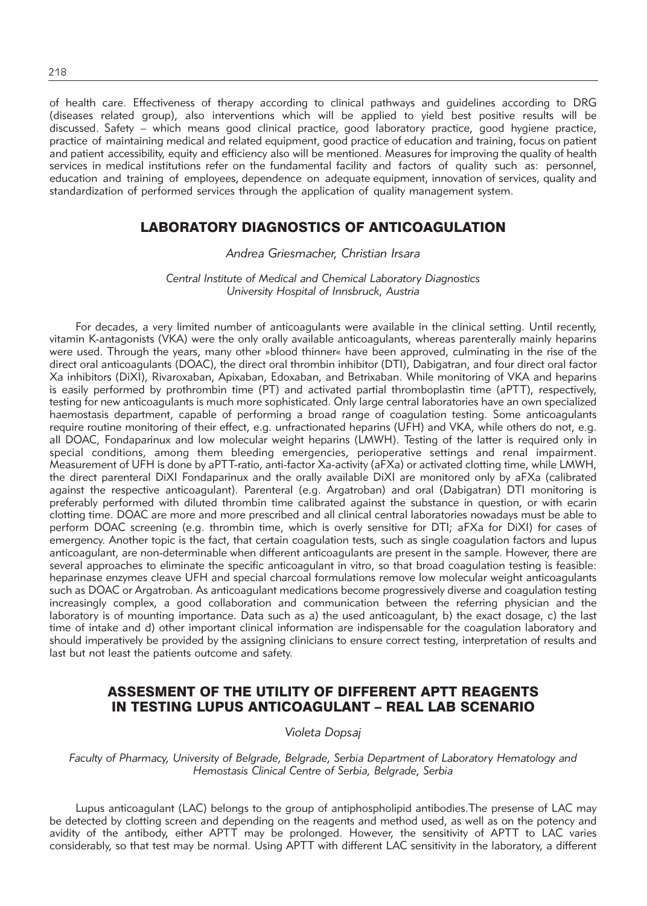of health care. Effectiveness of therapy according to clinical pathways and guidelines according to DRG (diseases related group), also interventions which will be applied to yield best positive results will be discussed. Safety – which means good clinical practice, good laboratory practice, good hygiene practice, practice of maintaining medical and related equipment, good practice of education and training, focus on patient and patient accessibility, equity and efficiency also will be mentioned. Measures for improving the quality of health services in medical institutions refer on the fundamental facility and factors of quality such as: personnel, education and training of employees, dependence on adequate equipment, innovation of services, quality and standardization of performed services through the application of quality management system.

## LABORATORY DIAGNOSTICS OF ANTICOAGULATION

*Andrea Griesmacher, Christian Irsara*

*Central Institute of Medical and Chemical Laboratory Diagnostics*
*University Hospital of Innsbruck, Austria*

For decades, a very limited number of anticoagulants were available in the clinical setting. Until recently, vitamin K-antagonists (VKA) were the only orally available anticoagulants, whereas parenterally mainly heparins were used. Through the years, many other »blood thinner« have been approved, culminating in the rise of the direct oral anticoagulants (DOAC), the direct oral thrombin inhibitor (DTI), Dabigatran, and four direct oral factor Xa inhibitors (DiXI), Rivaroxaban, Apixaban, Edoxaban, and Betrixaban. While monitoring of VKA and heparins is easily performed by prothrombin time (PT) and activated partial thromboplastin time (aPTT), respectively, testing for new anticoagulants is much more sophisticated. Only large central laboratories have an own specialized haemostasis department, capable of performing a broad range of coagulation testing. Some anticoagulants require routine monitoring of their effect, e.g. unfractionated heparins (UFH) and VKA, while others do not, e.g. all DOAC, Fondaparinux and low molecular weight heparins (LMWH). Testing of the latter is required only in special conditions, among them bleeding emergencies, perioperative settings and renal impairment. Measurement of UFH is done by aPTT-ratio, anti-factor Xa-activity (aFXa) or activated clotting time, while LMWH, the direct parenteral DiXI Fondaparinux and the orally available DiXI are monitored only by aFXa (calibrated against the respective anticoagulant). Parenteral (e.g. Argatroban) and oral (Dabigatran) DTI monitoring is preferably performed with diluted thrombin time calibrated against the substance in question, or with ecarin clotting time. DOAC are more and more prescribed and all clinical central laboratories nowadays must be able to perform DOAC screening (e.g. thrombin time, which is overly sensitive for DTI; aFXa for DiXI) for cases of emergency. Another topic is the fact, that certain coagulation tests, such as single coagulation factors and lupus anticoagulant, are non-determinable when different anticoagulants are present in the sample. However, there are several approaches to eliminate the specific anticoagulant in vitro, so that broad coagulation testing is feasible: heparinase enzymes cleave UFH and special charcoal formulations remove low molecular weight anticoagulants such as DOAC or Argatroban. As anticoagulant medications become progressively diverse and coagulation testing increasingly complex, a good collaboration and communication between the referring physician and the laboratory is of mounting importance. Data such as a) the used anticoagulant, b) the exact dosage, c) the last time of intake and d) other important clinical information are indispensable for the coagulation laboratory and should imperatively be provided by the assigning clinicians to ensure correct testing, interpretation of results and last but not least the patients outcome and safety.

## ASSESMENT OF THE UTILITY OF DIFFERENT APTT REAGENTS IN TESTING LUPUS ANTICOAGULANT – REAL LAB SCENARIO

*Violeta Dopsaj*

*Faculty of Pharmacy, University of Belgrade, Belgrade, Serbia Department of Laboratory Hematology and Hemostasis Clinical Centre of Serbia, Belgrade, Serbia*

Lupus anticoagulant (LAC) belongs to the group of antiphospholipid antibodies.The presense of LAC may be detected by clotting screen and depending on the reagents and method used, as well as on the potency and avidity of the antibody, either APTT may be prolonged. However, the sensitivity of APTT to LAC varies considerably, so that test may be normal. Using APTT with different LAC sensitivity in the laboratory, a different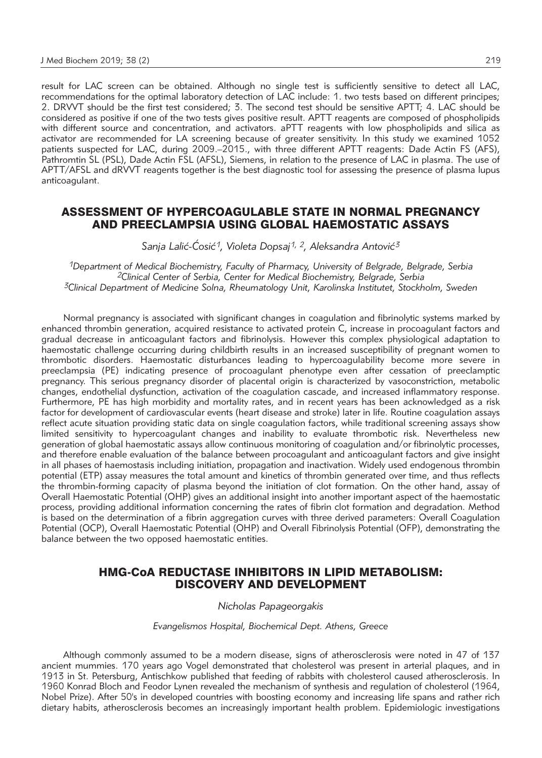result for LAC screen can be obtained. Although no single test is sufficiently sensitive to detect all LAC, recommendations for the optimal laboratory detection of LAC include: 1. two tests based on different principes; 2. DRVVT should be the first test considered; 3. The second test should be sensitive APTT; 4. LAC should be considered as positive if one of the two tests gives positive result. APTT reagents are composed of phospholipids with different source and concentration, and activators. aPTT reagents with low phospholipids and silica as activator are recommended for LA screening because of greater sensitivity. In this study we examined 1052 patients suspected for LAC, during 2009.–2015., with three different APTT reagents: Dade Actin FS (AFS), Pathromtin SL (PSL), Dade Actin FSL (AFSL), Siemens, in relation to the presence of LAC in plasma. The use of APTT/AFSL and dRVVT reagents together is the best diagnostic tool for assessing the presence of plasma lupus anticoagulant.

## ASSESSMENT OF HYPERCOAGULABLE STATE IN NORMAL PREGNANCY AND PREECLAMPSIA USING GLOBAL HAEMOSTATIC ASSAYS

*Sanja Lalić-Ćosić[1], Violeta Dopsaj[1, 2], Aleksandra Antović[3]*

*[1]Department of Medical Biochemistry, Faculty of Pharmacy, University of Belgrade, Belgrade, Serbia*
*[2]Clinical Center of Serbia, Center for Medical Biochemistry, Belgrade, Serbia*
*[3]Clinical Department of Medicine Solna, Rheumatology Unit, Karolinska Institutet, Stockholm, Sweden*

Normal pregnancy is associated with significant changes in coagulation and fibrinolytic systems marked by enhanced thrombin generation, acquired resistance to activated protein C, increase in procoagulant factors and gradual decrease in anticoagulant factors and fibrinolysis. However this complex physiological adaptation to haemostatic challenge occurring during childbirth results in an increased susceptibility of pregnant women to thrombotic disorders. Haemostatic disturbances leading to hypercoagulability become more severe in preeclampsia (PE) indicating presence of procoagulant phenotype even after cessation of preeclamptic pregnancy. This serious pregnancy disorder of placental origin is characterized by vasoconstriction, metabolic changes, endothelial dysfunction, activation of the coagulation cascade, and increased inflammatory response. Furthermore, PE has high morbidity and mortality rates, and in recent years has been acknowledged as a risk factor for development of cardiovascular events (heart disease and stroke) later in life. Routine coagulation assays reflect acute situation providing static data on single coagulation factors, while traditional screening assays show limited sensitivity to hypercoagulant changes and inability to evaluate thrombotic risk. Nevertheless new generation of global haemostatic assays allow continuous monitoring of coagulation and/or fibrinolytic processes, and therefore enable evaluation of the balance between procoagulant and anticoagulant factors and give insight in all phases of haemostasis including initiation, propagation and inactivation. Widely used endogenous thrombin potential (ETP) assay measures the total amount and kinetics of thrombin generated over time, and thus reflects the thrombin-forming capacity of plasma beyond the initiation of clot formation. On the other hand, assay of Overall Haemostatic Potential (OHP) gives an additional insight into another important aspect of the haemostatic process, providing additional information concerning the rates of fibrin clot formation and degradation. Method is based on the determination of a fibrin aggregation curves with three derived parameters: Overall Coagulation Potential (OCP), Overall Haemostatic Potential (OHP) and Overall Fibrinolysis Potential (OFP), demonstrating the balance between the two opposed haemostatic entities.

## HMG-CoA REDUCTASE INHIBITORS IN LIPID METABOLISM: DISCOVERY AND DEVELOPMENT

*Nicholas Papageorgakis*

*Evangelismos Hospital, Biochemical Dept. Athens, Greece*

Although commonly assumed to be a modern disease, signs of atherosclerosis were noted in 47 of 137 ancient mummies. 170 years ago Vogel demonstrated that cholesterol was present in arterial plaques, and in 1913 in St. Petersburg, Antischkow published that feeding of rabbits with cholesterol caused atherosclerosis. In 1960 Konrad Bloch and Feodor Lynen revealed the mechanism of synthesis and regulation of cholesterol (1964, Nobel Prize). After 50's in developed countries with boosting economy and increasing life spans and rather rich dietary habits, atherosclerosis becomes an increasingly important health problem. Epidemiologic investigations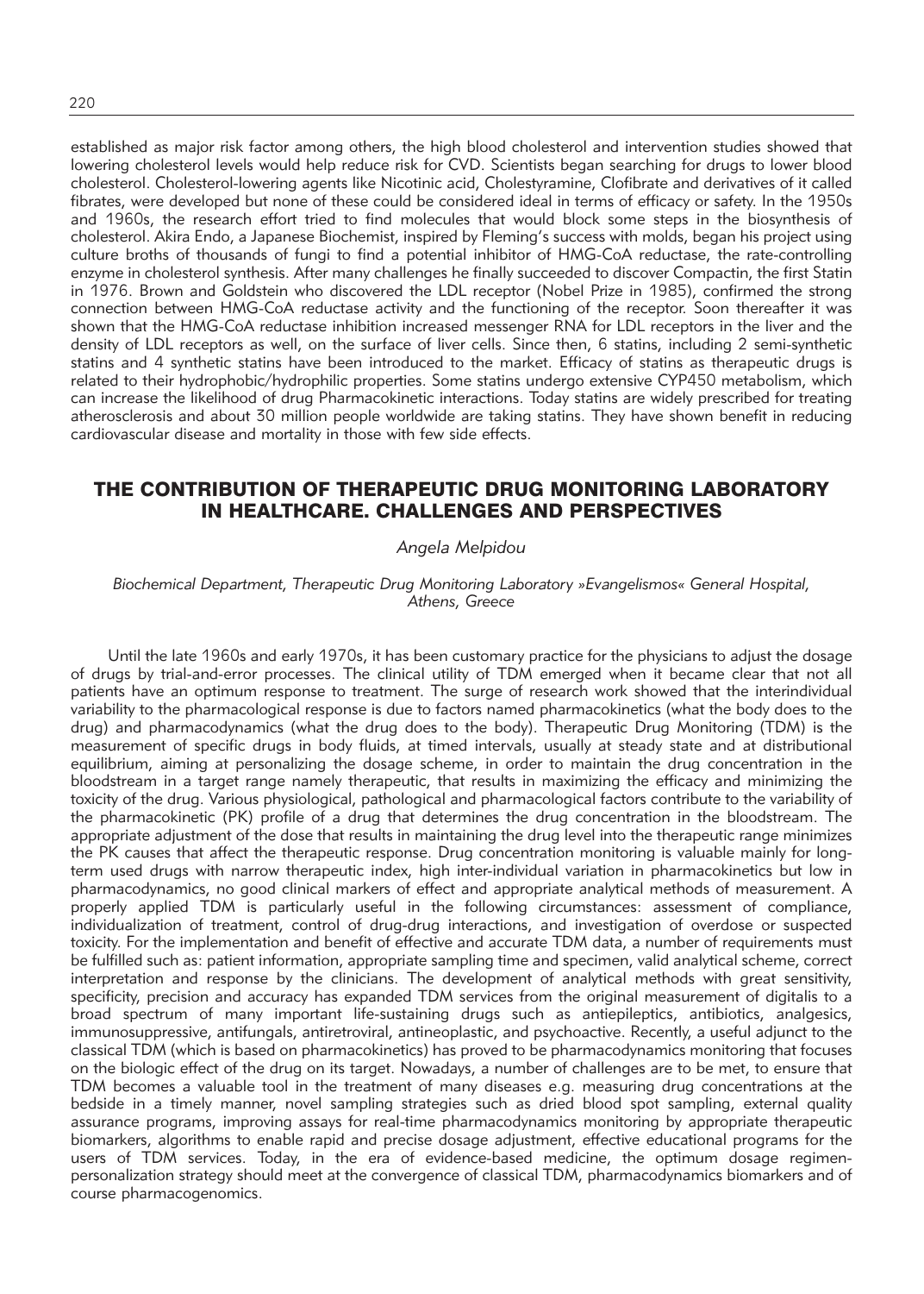established as major risk factor among others, the high blood cholesterol and intervention studies showed that lowering cholesterol levels would help reduce risk for CVD. Scientists began searching for drugs to lower blood cholesterol. Cholesterol-lowering agents like Nicotinic acid, Cholestyramine, Clofibrate and derivatives of it called fibrates, were developed but none of these could be considered ideal in terms of efficacy or safety. In the 1950s and 1960s, the research effort tried to find molecules that would block some steps in the biosynthesis of cholesterol. Akira Endo, a Japanese Biochemist, inspired by Fleming's success with molds, began his project using culture broths of thousands of fungi to find a potential inhibitor of HMG-CoA reductase, the rate-controlling enzyme in cholesterol synthesis. After many challenges he finally succeeded to discover Compactin, the first Statin in 1976. Brown and Goldstein who discovered the LDL receptor (Nobel Prize in 1985), confirmed the strong connection between HMG-CoA reductase activity and the functioning of the receptor. Soon thereafter it was shown that the HMG-CoA reductase inhibition increased messenger RNA for LDL receptors in the liver and the density of LDL receptors as well, on the surface of liver cells. Since then, 6 statins, including 2 semi-synthetic statins and 4 synthetic statins have been introduced to the market. Efficacy of statins as therapeutic drugs is related to their hydrophobic/hydrophilic properties. Some statins undergo extensive CYP450 metabolism, which can increase the likelihood of drug Pharmacokinetic interactions. Today statins are widely prescribed for treating atherosclerosis and about 30 million people worldwide are taking statins. They have shown benefit in reducing cardiovascular disease and mortality in those with few side effects.

## THE CONTRIBUTION OF THERAPEUTIC DRUG MONITORING LABORATORY IN HEALTHCARE. CHALLENGES AND PERSPECTIVES

*Angela Melpidou*

*Biochemical Department, Therapeutic Drug Monitoring Laboratory »Evangelismos« General Hospital, Athens, Greece*

Until the late 1960s and early 1970s, it has been customary practice for the physicians to adjust the dosage of drugs by trial-and-error processes. The clinical utility of TDM emerged when it became clear that not all patients have an optimum response to treatment. The surge of research work showed that the interindividual variability to the pharmacological response is due to factors named pharmacokinetics (what the body does to the drug) and pharmacodynamics (what the drug does to the body). Therapeutic Drug Monitoring (TDM) is the measurement of specific drugs in body fluids, at timed intervals, usually at steady state and at distributional equilibrium, aiming at personalizing the dosage scheme, in order to maintain the drug concentration in the bloodstream in a target range namely therapeutic, that results in maximizing the efficacy and minimizing the toxicity of the drug. Various physiological, pathological and pharmacological factors contribute to the variability of the pharmacokinetic (PK) profile of a drug that determines the drug concentration in the bloodstream. The appropriate adjustment of the dose that results in maintaining the drug level into the therapeutic range minimizes the PK causes that affect the therapeutic response. Drug concentration monitoring is valuable mainly for long-term used drugs with narrow therapeutic index, high inter-individual variation in pharmacokinetics but low in pharmacodynamics, no good clinical markers of effect and appropriate analytical methods of measurement. A properly applied TDM is particularly useful in the following circumstances: assessment of compliance, individualization of treatment, control of drug-drug interactions, and investigation of overdose or suspected toxicity. For the implementation and benefit of effective and accurate TDM data, a number of requirements must be fulfilled such as: patient information, appropriate sampling time and specimen, valid analytical scheme, correct interpretation and response by the clinicians. The development of analytical methods with great sensitivity, specificity, precision and accuracy has expanded TDM services from the original measurement of digitalis to a broad spectrum of many important life-sustaining drugs such as antiepileptics, antibiotics, analgesics, immunosuppressive, antifungals, antiretroviral, antineoplastic, and psychoactive. Recently, a useful adjunct to the classical TDM (which is based on pharmacokinetics) has proved to be pharmacodynamics monitoring that focuses on the biologic effect of the drug on its target. Nowadays, a number of challenges are to be met, to ensure that TDM becomes a valuable tool in the treatment of many diseases e.g. measuring drug concentrations at the bedside in a timely manner, novel sampling strategies such as dried blood spot sampling, external quality assurance programs, improving assays for real-time pharmacodynamics monitoring by appropriate therapeutic biomarkers, algorithms to enable rapid and precise dosage adjustment, effective educational programs for the users of TDM services. Today, in the era of evidence-based medicine, the optimum dosage regimen-personalization strategy should meet at the convergence of classical TDM, pharmacodynamics biomarkers and of course pharmacogenomics.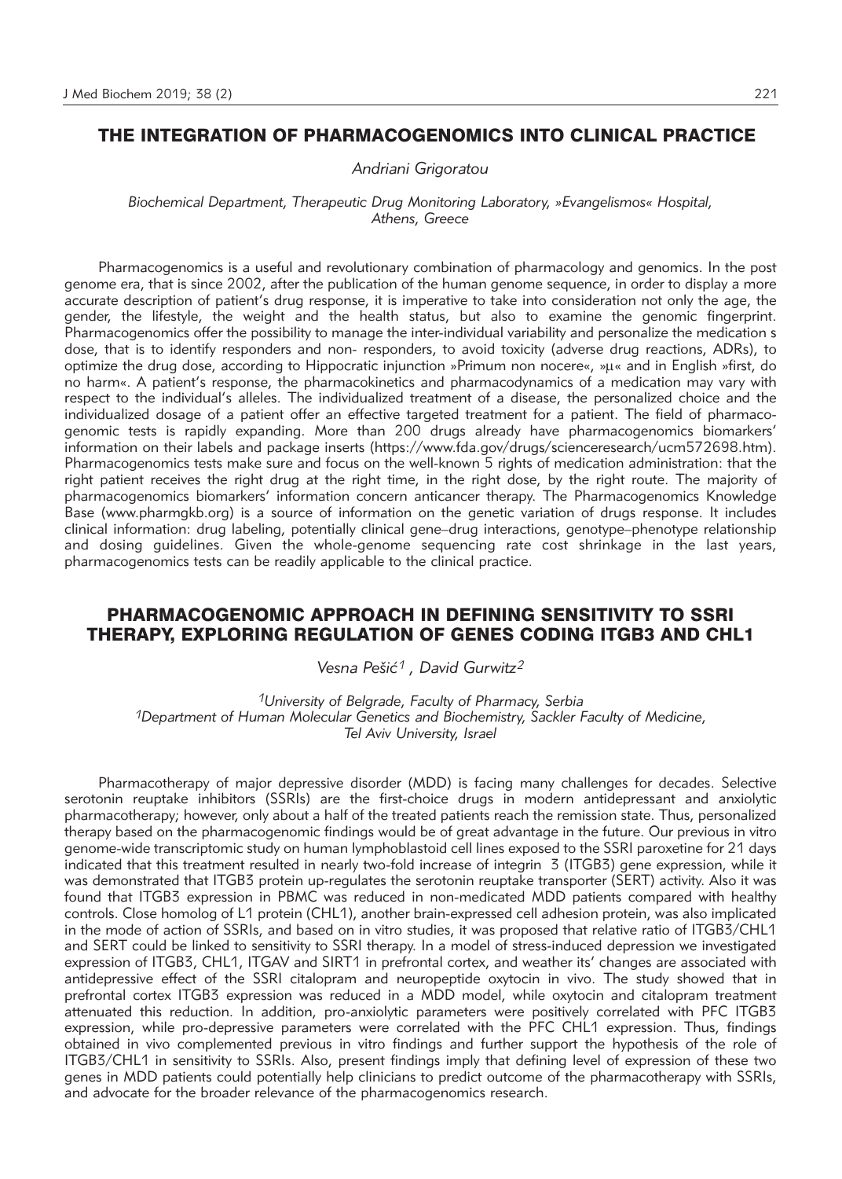## THE INTEGRATION OF PHARMACOGENOMICS INTO CLINICAL PRACTICE

*Andriani Grigoratou*

*Biochemical Department, Therapeutic Drug Monitoring Laboratory, »Evangelismos« Hospital, Athens, Greece*

Pharmacogenomics is a useful and revolutionary combination of pharmacology and genomics. In the post genome era, that is since 2002, after the publication of the human genome sequence, in order to display a more accurate description of patient's drug response, it is imperative to take into consideration not only the age, the gender, the lifestyle, the weight and the health status, but also to examine the genomic fingerprint. Pharmacogenomics offer the possibility to manage the inter-individual variability and personalize the medication s dose, that is to identify responders and non- responders, to avoid toxicity (adverse drug reactions, ADRs), to optimize the drug dose, according to Hippocratic injunction »Primum non nocere«, »μ« and in English »first, do no harm«. A patient's response, the pharmacokinetics and pharmacodynamics of a medication may vary with respect to the individual's alleles. The individualized treatment of a disease, the personalized choice and the individualized dosage of a patient offer an effective targeted treatment for a patient. The field of pharmacogenomic tests is rapidly expanding. More than 200 drugs already have pharmacogenomics biomarkers' information on their labels and package inserts (https://www.fda.gov/drugs/scienceresearch/ucm572698.htm). Pharmacogenomics tests make sure and focus on the well-known 5 rights of medication administration: that the right patient receives the right drug at the right time, in the right dose, by the right route. The majority of pharmacogenomics biomarkers' information concern anticancer therapy. The Pharmacogenomics Knowledge Base (www.pharmgkb.org) is a source of information on the genetic variation of drugs response. It includes clinical information: drug labeling, potentially clinical gene–drug interactions, genotype–phenotype relationship and dosing guidelines. Given the whole-genome sequencing rate cost shrinkage in the last years, pharmacogenomics tests can be readily applicable to the clinical practice.

## PHARMACOGENOMIC APPROACH IN DEFINING SENSITIVITY TO SSRI THERAPY, EXPLORING REGULATION OF GENES CODING ITGB3 AND CHL1

*Vesna Pešić[1], David Gurwitz[2]*

*[1]University of Belgrade, Faculty of Pharmacy, Serbia*
*[1]Department of Human Molecular Genetics and Biochemistry, Sackler Faculty of Medicine, Tel Aviv University, Israel*

Pharmacotherapy of major depressive disorder (MDD) is facing many challenges for decades. Selective serotonin reuptake inhibitors (SSRIs) are the first-choice drugs in modern antidepressant and anxiolytic pharmacotherapy; however, only about a half of the treated patients reach the remission state. Thus, personalized therapy based on the pharmacogenomic findings would be of great advantage in the future. Our previous in vitro genome-wide transcriptomic study on human lymphoblastoid cell lines exposed to the SSRI paroxetine for 21 days indicated that this treatment resulted in nearly two-fold increase of integrin 3 (ITGB3) gene expression, while it was demonstrated that ITGB3 protein up-regulates the serotonin reuptake transporter (SERT) activity. Also it was found that ITGB3 expression in PBMC was reduced in non-medicated MDD patients compared with healthy controls. Close homolog of L1 protein (CHL1), another brain-expressed cell adhesion protein, was also implicated in the mode of action of SSRIs, and based on in vitro studies, it was proposed that relative ratio of ITGB3/CHL1 and SERT could be linked to sensitivity to SSRI therapy. In a model of stress-induced depression we investigated expression of ITGB3, CHL1, ITGAV and SIRT1 in prefrontal cortex, and weather its' changes are associated with antidepressive effect of the SSRI citalopram and neuropeptide oxytocin in vivo. The study showed that in prefrontal cortex ITGB3 expression was reduced in a MDD model, while oxytocin and citalopram treatment attenuated this reduction. In addition, pro-anxiolytic parameters were positively correlated with PFC ITGB3 expression, while pro-depressive parameters were correlated with the PFC CHL1 expression. Thus, findings obtained in vivo complemented previous in vitro findings and further support the hypothesis of the role of ITGB3/CHL1 in sensitivity to SSRIs. Also, present findings imply that defining level of expression of these two genes in MDD patients could potentially help clinicians to predict outcome of the pharmacotherapy with SSRIs, and advocate for the broader relevance of the pharmacogenomics research.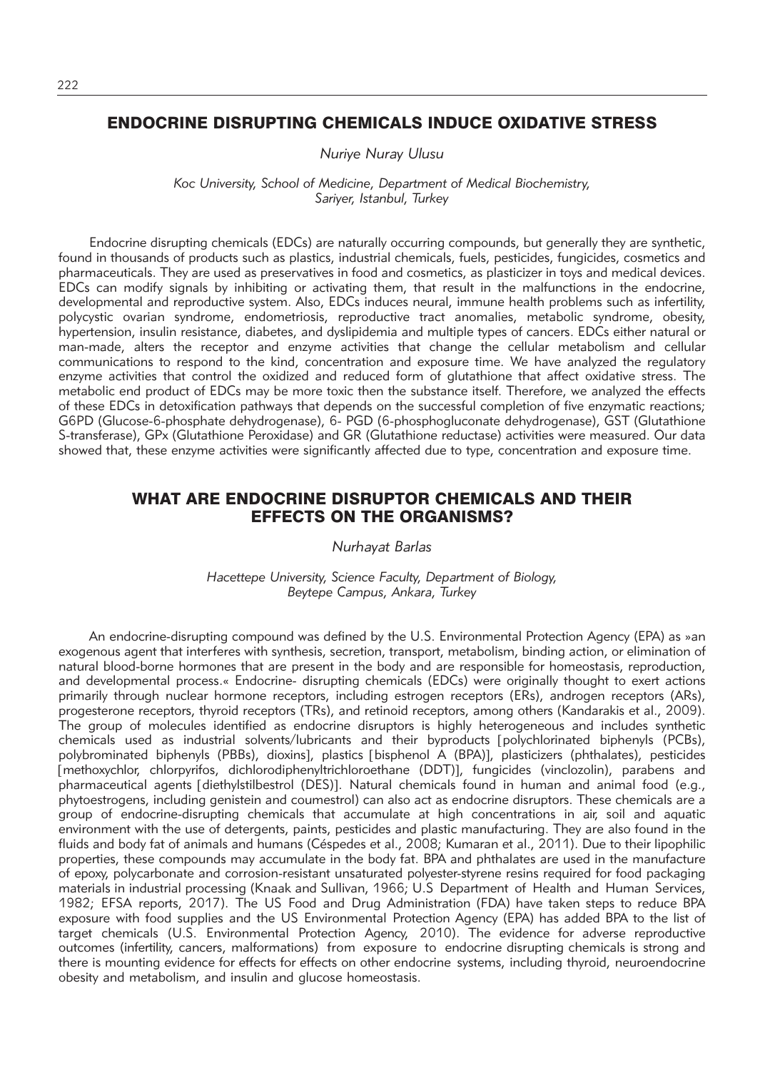## ENDOCRINE DISRUPTING CHEMICALS INDUCE OXIDATIVE STRESS

*Nuriye Nuray Ulusu*

*Koc University, School of Medicine, Department of Medical Biochemistry, Sariyer, Istanbul, Turkey*

Endocrine disrupting chemicals (EDCs) are naturally occurring compounds, but generally they are synthetic, found in thousands of products such as plastics, industrial chemicals, fuels, pesticides, fungicides, cosmetics and pharmaceuticals. They are used as preservatives in food and cosmetics, as plasticizer in toys and medical devices. EDCs can modify signals by inhibiting or activating them, that result in the malfunctions in the endocrine, developmental and reproductive system. Also, EDCs induces neural, immune health problems such as infertility, polycystic ovarian syndrome, endometriosis, reproductive tract anomalies, metabolic syndrome, obesity, hypertension, insulin resistance, diabetes, and dyslipidemia and multiple types of cancers. EDCs either natural or man-made, alters the receptor and enzyme activities that change the cellular metabolism and cellular communications to respond to the kind, concentration and exposure time. We have analyzed the regulatory enzyme activities that control the oxidized and reduced form of glutathione that affect oxidative stress. The metabolic end product of EDCs may be more toxic then the substance itself. Therefore, we analyzed the effects of these EDCs in detoxification pathways that depends on the successful completion of five enzymatic reactions; G6PD (Glucose-6-phosphate dehydrogenase), 6- PGD (6-phosphogluconate dehydrogenase), GST (Glutathione S-transferase), GPx (Glutathione Peroxidase) and GR (Glutathione reductase) activities were measured. Our data showed that, these enzyme activities were significantly affected due to type, concentration and exposure time.

## WHAT ARE ENDOCRINE DISRUPTOR CHEMICALS AND THEIR EFFECTS ON THE ORGANISMS?

*Nurhayat Barlas*

*Hacettepe University, Science Faculty, Department of Biology, Beytepe Campus, Ankara, Turkey*

An endocrine-disrupting compound was defined by the U.S. Environmental Protection Agency (EPA) as »an exogenous agent that interferes with synthesis, secretion, transport, metabolism, binding action, or elimination of natural blood-borne hormones that are present in the body and are responsible for homeostasis, reproduction, and developmental process.« Endocrine- disrupting chemicals (EDCs) were originally thought to exert actions primarily through nuclear hormone receptors, including estrogen receptors (ERs), androgen receptors (ARs), progesterone receptors, thyroid receptors (TRs), and retinoid receptors, among others (Kandarakis et al., 2009). The group of molecules identified as endocrine disruptors is highly heterogeneous and includes synthetic chemicals used as industrial solvents/lubricants and their byproducts [polychlorinated biphenyls (PCBs), polybrominated biphenyls (PBBs), dioxins], plastics [bisphenol A (BPA)], plasticizers (phthalates), pesticides [methoxychlor, chlorpyrifos, dichlorodiphenyltrichloroethane (DDT)], fungicides (vinclozolin), parabens and pharmaceutical agents [diethylstilbestrol (DES)]. Natural chemicals found in human and animal food (e.g., phytoestrogens, including genistein and coumestrol) can also act as endocrine disruptors. These chemicals are a group of endocrine-disrupting chemicals that accumulate at high concentrations in air, soil and aquatic environment with the use of detergents, paints, pesticides and plastic manufacturing. They are also found in the fluids and body fat of animals and humans (Céspedes et al., 2008; Kumaran et al., 2011). Due to their lipophilic properties, these compounds may accumulate in the body fat. BPA and phthalates are used in the manufacture of epoxy, polycarbonate and corrosion-resistant unsaturated polyester-styrene resins required for food packaging materials in industrial processing (Knaak and Sullivan, 1966; U.S Department of Health and Human Services, 1982; EFSA reports, 2017). The US Food and Drug Administration (FDA) have taken steps to reduce BPA exposure with food supplies and the US Environmental Protection Agency (EPA) has added BPA to the list of target chemicals (U.S. Environmental Protection Agency, 2010). The evidence for adverse reproductive outcomes (infertility, cancers, malformations) from exposure to endocrine disrupting chemicals is strong and there is mounting evidence for effects for effects on other endocrine systems, including thyroid, neuroendocrine obesity and metabolism, and insulin and glucose homeostasis.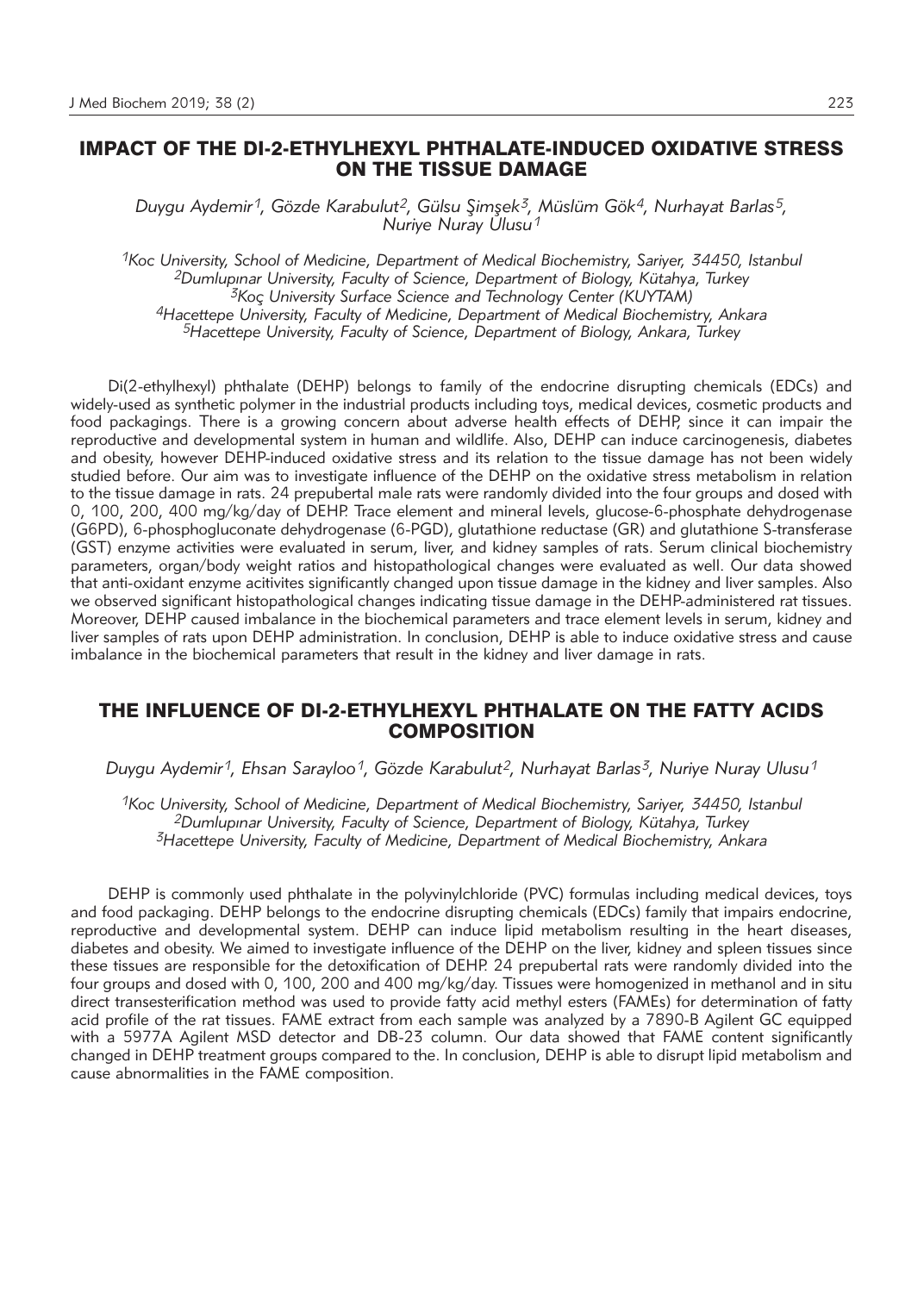## IMPACT OF THE DI-2-ETHYLHEXYL PHTHALATE-INDUCED OXIDATIVE STRESS ON THE TISSUE DAMAGE

*Duygu Aydemir[1], Gözde Karabulut[2], Gülsu Şimşek[3], Müslüm Gök[4], Nurhayat Barlas[5], Nuriye Nuray Ulusu[1]*

[1]*Koc University, School of Medicine, Department of Medical Biochemistry, Sariyer, 34450, Istanbul*
[2]*Dumlupınar University, Faculty of Science, Department of Biology, Kütahya, Turkey*
[3]*Koç University Surface Science and Technology Center (KUYTAM)*
[4]*Hacettepe University, Faculty of Medicine, Department of Medical Biochemistry, Ankara*
[5]*Hacettepe University, Faculty of Science, Department of Biology, Ankara, Turkey*

Di(2-ethylhexyl) phthalate (DEHP) belongs to family of the endocrine disrupting chemicals (EDCs) and widely-used as synthetic polymer in the industrial products including toys, medical devices, cosmetic products and food packagings. There is a growing concern about adverse health effects of DEHP, since it can impair the reproductive and developmental system in human and wildlife. Also, DEHP can induce carcinogenesis, diabetes and obesity, however DEHP-induced oxidative stress and its relation to the tissue damage has not been widely studied before. Our aim was to investigate influence of the DEHP on the oxidative stress metabolism in relation to the tissue damage in rats. 24 prepubertal male rats were randomly divided into the four groups and dosed with 0, 100, 200, 400 mg/kg/day of DEHP. Trace element and mineral levels, glucose-6-phosphate dehydrogenase (G6PD), 6-phosphogluconate dehydrogenase (6-PGD), glutathione reductase (GR) and glutathione S-transferase (GST) enzyme activities were evaluated in serum, liver, and kidney samples of rats. Serum clinical biochemistry parameters, organ/body weight ratios and histopathological changes were evaluated as well. Our data showed that anti-oxidant enzyme acitivites significantly changed upon tissue damage in the kidney and liver samples. Also we observed significant histopathological changes indicating tissue damage in the DEHP-administered rat tissues. Moreover, DEHP caused imbalance in the biochemical parameters and trace element levels in serum, kidney and liver samples of rats upon DEHP administration. In conclusion, DEHP is able to induce oxidative stress and cause imbalance in the biochemical parameters that result in the kidney and liver damage in rats.

## THE INFLUENCE OF DI-2-ETHYLHEXYL PHTHALATE ON THE FATTY ACIDS COMPOSITION

*Duygu Aydemir[1], Ehsan Sarayloo[1], Gözde Karabulut[2], Nurhayat Barlas[3], Nuriye Nuray Ulusu[1]*

[1]*Koc University, School of Medicine, Department of Medical Biochemistry, Sariyer, 34450, Istanbul*
[2]*Dumlupınar University, Faculty of Science, Department of Biology, Kütahya, Turkey*
[3]*Hacettepe University, Faculty of Medicine, Department of Medical Biochemistry, Ankara*

DEHP is commonly used phthalate in the polyvinylchloride (PVC) formulas including medical devices, toys and food packaging. DEHP belongs to the endocrine disrupting chemicals (EDCs) family that impairs endocrine, reproductive and developmental system. DEHP can induce lipid metabolism resulting in the heart diseases, diabetes and obesity. We aimed to investigate influence of the DEHP on the liver, kidney and spleen tissues since these tissues are responsible for the detoxification of DEHP. 24 prepubertal rats were randomly divided into the four groups and dosed with 0, 100, 200 and 400 mg/kg/day. Tissues were homogenized in methanol and in situ direct transesterification method was used to provide fatty acid methyl esters (FAMEs) for determination of fatty acid profile of the rat tissues. FAME extract from each sample was analyzed by a 7890-B Agilent GC equipped with a 5977A Agilent MSD detector and DB-23 column. Our data showed that FAME content significantly changed in DEHP treatment groups compared to the. In conclusion, DEHP is able to disrupt lipid metabolism and cause abnormalities in the FAME composition.